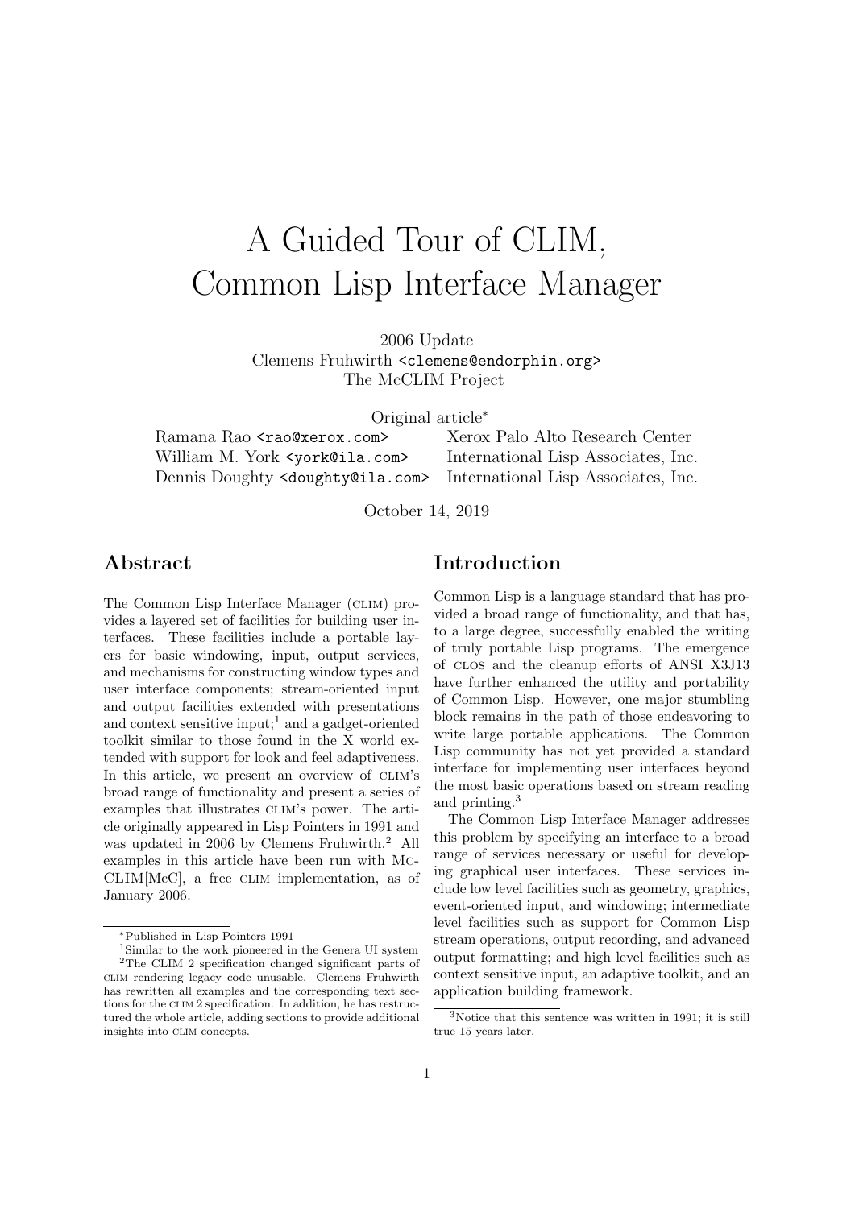# A Guided Tour of CLIM, Common Lisp Interface Manager

2006 Update
Clemens Fruhwirth <clemens@endorphin.org>
The McCLIM Project

Original article*

| | |
|---|---|
| Ramana Rao <rao@xerox.com> | Xerox Palo Alto Research Center |
| William M. York <york@ila.com> | International Lisp Associates, Inc. |
| Dennis Doughty <doughty@ila.com> | International Lisp Associates, Inc. |

October 14, 2019

## Abstract

The Common Lisp Interface Manager (CLIM) provides a layered set of facilities for building user interfaces. These facilities include a portable layers for basic windowing, input, output services, and mechanisms for constructing window types and user interface components; stream-oriented input and output facilities extended with presentations and context sensitive input;[1] and a gadget-oriented toolkit similar to those found in the X world extended with support for look and feel adaptiveness. In this article, we present an overview of CLIM's broad range of functionality and present a series of examples that illustrates CLIM's power. The article originally appeared in Lisp Pointers in 1991 and was updated in 2006 by Clemens Fruhwirth.[2] All examples in this article have been run with McCLIM[McC], a free CLIM implementation, as of January 2006.

*Published in Lisp Pointers 1991

[1] Similar to the work pioneered in the Genera UI system

[2] The CLIM 2 specification changed significant parts of CLIM rendering legacy code unusable. Clemens Fruhwirth has rewritten all examples and the corresponding text sections for the CLIM 2 specification. In addition, he has restructured the whole article, adding sections to provide additional insights into CLIM concepts.

## Introduction

Common Lisp is a language standard that has provided a broad range of functionality, and that has, to a large degree, successfully enabled the writing of truly portable Lisp programs. The emergence of CLOS and the cleanup efforts of ANSI X3J13 have further enhanced the utility and portability of Common Lisp. However, one major stumbling block remains in the path of those endeavoring to write large portable applications. The Common Lisp community has not yet provided a standard interface for implementing user interfaces beyond the most basic operations based on stream reading and printing.[3]

The Common Lisp Interface Manager addresses this problem by specifying an interface to a broad range of services necessary or useful for developing graphical user interfaces. These services include low level facilities such as geometry, graphics, event-oriented input, and windowing; intermediate level facilities such as support for Common Lisp stream operations, output recording, and advanced output formatting; and high level facilities such as context sensitive input, an adaptive toolkit, and an application building framework.

[3] Notice that this sentence was written in 1991; it is still true 15 years later.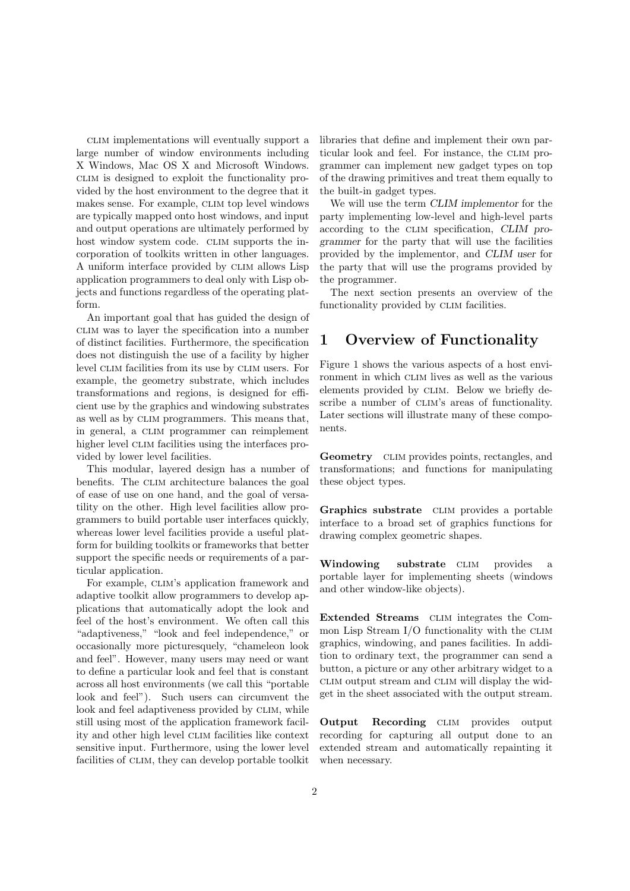CLIM implementations will eventually support a large number of window environments including X Windows, Mac OS X and Microsoft Windows. CLIM is designed to exploit the functionality provided by the host environment to the degree that it makes sense. For example, CLIM top level windows are typically mapped onto host windows, and input and output operations are ultimately performed by host window system code. CLIM supports the incorporation of toolkits written in other languages. A uniform interface provided by CLIM allows Lisp application programmers to deal only with Lisp objects and functions regardless of the operating platform.

An important goal that has guided the design of CLIM was to layer the specification into a number of distinct facilities. Furthermore, the specification does not distinguish the use of a facility by higher level CLIM facilities from its use by CLIM users. For example, the geometry substrate, which includes transformations and regions, is designed for efficient use by the graphics and windowing substrates as well as by CLIM programmers. This means that, in general, a CLIM programmer can reimplement higher level CLIM facilities using the interfaces provided by lower level facilities.

This modular, layered design has a number of benefits. The CLIM architecture balances the goal of ease of use on one hand, and the goal of versatility on the other. High level facilities allow programmers to build portable user interfaces quickly, whereas lower level facilities provide a useful platform for building toolkits or frameworks that better support the specific needs or requirements of a particular application.

For example, CLIM's application framework and adaptive toolkit allow programmers to develop applications that automatically adopt the look and feel of the host's environment. We often call this "adaptiveness," "look and feel independence," or occasionally more picturesquely, "chameleon look and feel". However, many users may need or want to define a particular look and feel that is constant across all host environments (we call this "portable look and feel"). Such users can circumvent the look and feel adaptiveness provided by CLIM, while still using most of the application framework facility and other high level CLIM facilities like context sensitive input. Furthermore, using the lower level facilities of CLIM, they can develop portable toolkit libraries that define and implement their own particular look and feel. For instance, the CLIM programmer can implement new gadget types on top of the drawing primitives and treat them equally to the built-in gadget types.

We will use the term *CLIM implementor* for the party implementing low-level and high-level parts according to the CLIM specification, *CLIM programmer* for the party that will use the facilities provided by the implementor, and *CLIM user* for the party that will use the programs provided by the programmer.

The next section presents an overview of the functionality provided by CLIM facilities.

# 1 Overview of Functionality

Figure 1 shows the various aspects of a host environment in which CLIM lives as well as the various elements provided by CLIM. Below we briefly describe a number of CLIM's areas of functionality. Later sections will illustrate many of these components.

**Geometry** CLIM provides points, rectangles, and transformations; and functions for manipulating these object types.

**Graphics substrate** CLIM provides a portable interface to a broad set of graphics functions for drawing complex geometric shapes.

**Windowing substrate** CLIM provides a portable layer for implementing sheets (windows and other window-like objects).

**Extended Streams** CLIM integrates the Common Lisp Stream I/O functionality with the CLIM graphics, windowing, and panes facilities. In addition to ordinary text, the programmer can send a button, a picture or any other arbitrary widget to a CLIM output stream and CLIM will display the widget in the sheet associated with the output stream.

**Output Recording** CLIM provides output recording for capturing all output done to an extended stream and automatically repainting it when necessary.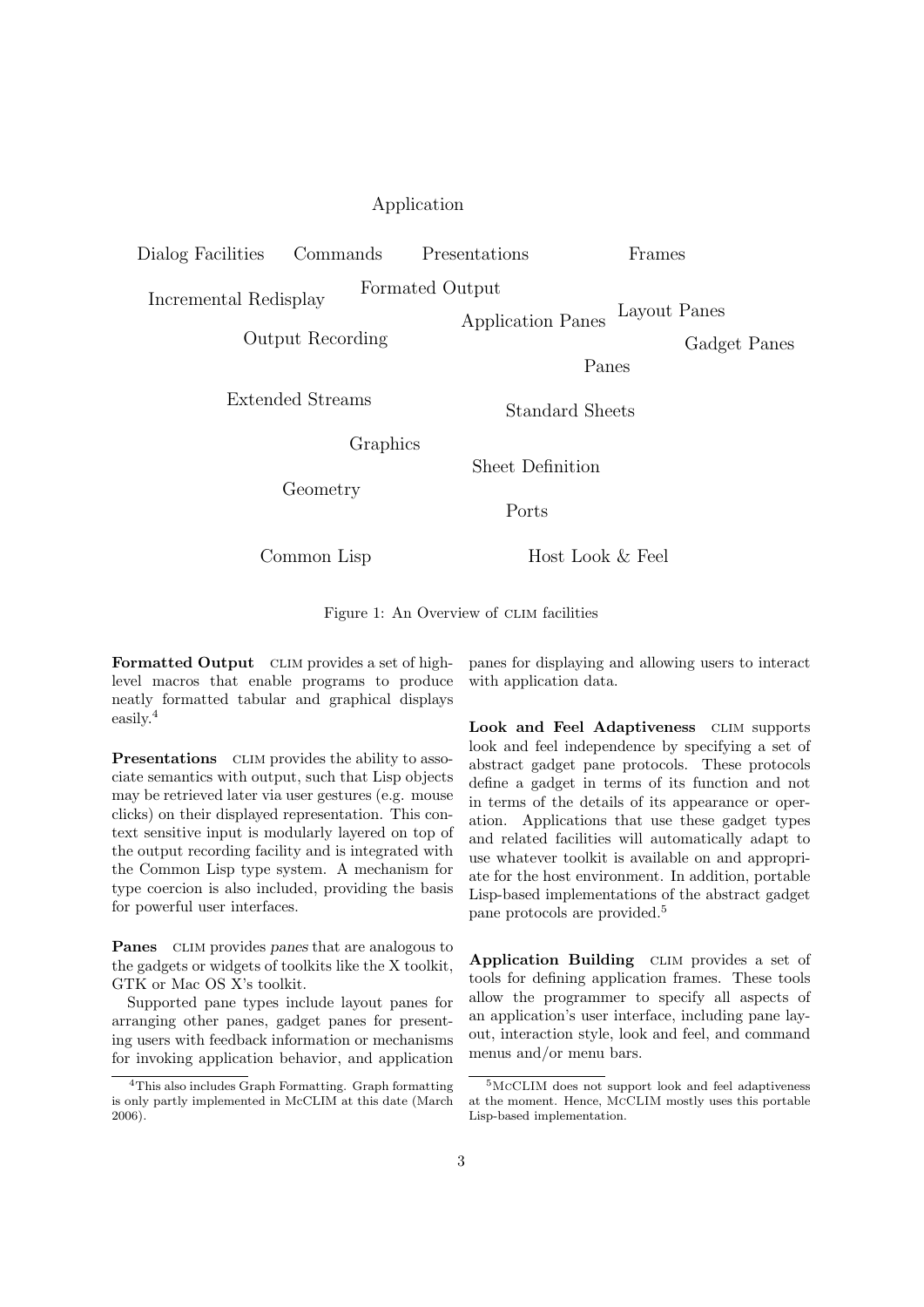Application

Dialog Facilities Commands Presentations Frames

Incremental Redisplay Formated Output Application Panes Layout Panes Gadget Panes

Output Recording

Panes

Extended Streams Standard Sheets

Graphics

Sheet Definition

Geometry

Ports

Common Lisp Host Look & Feel

Figure 1: An Overview of CLIM facilities

**Formatted Output** CLIM provides a set of high-level macros that enable programs to produce neatly formatted tabular and graphical displays easily.[4]

**Presentations** CLIM provides the ability to associate semantics with output, such that Lisp objects may be retrieved later via user gestures (e.g. mouse clicks) on their displayed representation. This context sensitive input is modularly layered on top of the output recording facility and is integrated with the Common Lisp type system. A mechanism for type coercion is also included, providing the basis for powerful user interfaces.

**Panes** CLIM provides *panes* that are analogous to the gadgets or widgets of toolkits like the X toolkit, GTK or Mac OS X's toolkit.

Supported pane types include layout panes for arranging other panes, gadget panes for presenting users with feedback information or mechanisms for invoking application behavior, and application panes for displaying and allowing users to interact with application data.

**Look and Feel Adaptiveness** CLIM supports look and feel independence by specifying a set of abstract gadget pane protocols. These protocols define a gadget in terms of its function and not in terms of the details of its appearance or operation. Applications that use these gadget types and related facilities will automatically adapt to use whatever toolkit is available on and appropriate for the host environment. In addition, portable Lisp-based implementations of the abstract gadget pane protocols are provided.[5]

**Application Building** CLIM provides a set of tools for defining application frames. These tools allow the programmer to specify all aspects of an application's user interface, including pane layout, interaction style, look and feel, and command menus and/or menu bars.

[4] This also includes Graph Formatting. Graph formatting is only partly implemented in McCLIM at this date (March 2006).

[5] McCLIM does not support look and feel adaptiveness at the moment. Hence, McCLIM mostly uses this portable Lisp-based implementation.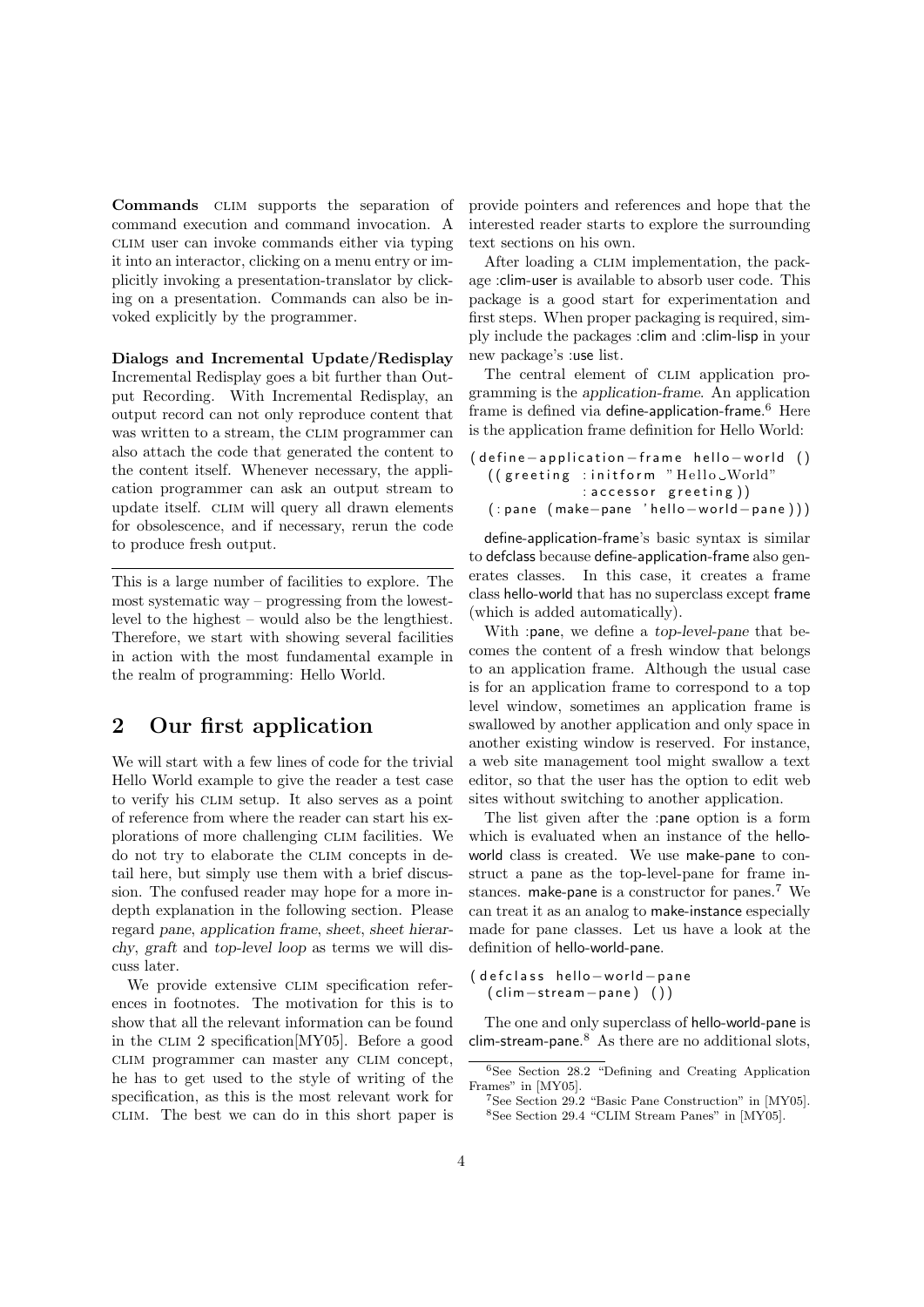**Commands** CLIM supports the separation of command execution and command invocation. A CLIM user can invoke commands either via typing it into an interactor, clicking on a menu entry or implicitly invoking a presentation-translator by clicking on a presentation. Commands can also be invoked explicitly by the programmer.

**Dialogs and Incremental Update/Redisplay** Incremental Redisplay goes a bit further than Output Recording. With Incremental Redisplay, an output record can not only reproduce content that was written to a stream, the CLIM programmer can also attach the code that generated the content to the content itself. Whenever necessary, the application programmer can ask an output stream to update itself. CLIM will query all drawn elements for obsolescence, and if necessary, rerun the code to produce fresh output.

---

This is a large number of facilities to explore. The most systematic way – progressing from the lowest-level to the highest – would also be the lengthiest. Therefore, we start with showing several facilities in action with the most fundamental example in the realm of programming: Hello World.

## 2 Our first application

We will start with a few lines of code for the trivial Hello World example to give the reader a test case to verify his CLIM setup. It also serves as a point of reference from where the reader can start his explorations of more challenging CLIM facilities. We do not try to elaborate the CLIM concepts in detail here, but simply use them with a brief discussion. The confused reader may hope for a more in-depth explanation in the following section. Please regard *pane*, *application frame*, *sheet*, *sheet hierarchy*, *graft* and *top-level loop* as terms we will discuss later.

We provide extensive CLIM specification references in footnotes. The motivation for this is to show that all the relevant information can be found in the CLIM 2 specification[MY05]. Before a good CLIM programmer can master any CLIM concept, he has to get used to the style of writing of the specification, as this is the most relevant work for CLIM. The best we can do in this short paper is provide pointers and references and hope that the interested reader starts to explore the surrounding text sections on his own.

After loading a CLIM implementation, the package :clim-user is available to absorb user code. This package is a good start for experimentation and first steps. When proper packaging is required, simply include the packages :clim and :clim-lisp in your new package's :use list.

The central element of CLIM application programming is the *application-frame*. An application frame is defined via define-application-frame.[6] Here is the application frame definition for Hello World:

```
(define-application-frame hello-world ()
  ((greeting :initform "Hello World"
             :accessor greeting))
  (:pane (make-pane 'hello-world-pane)))
```

define-application-frame's basic syntax is similar to defclass because define-application-frame also generates classes. In this case, it creates a frame class hello-world that has no superclass except frame (which is added automatically).

With :pane, we define a *top-level-pane* that becomes the content of a fresh window that belongs to an application frame. Although the usual case is for an application frame to correspond to a top level window, sometimes an application frame is swallowed by another application and only space in another existing window is reserved. For instance, a web site management tool might swallow a text editor, so that the user has the option to edit web sites without switching to another application.

The list given after the :pane option is a form which is evaluated when an instance of the hello-world class is created. We use make-pane to construct a pane as the top-level-pane for frame instances. make-pane is a constructor for panes.[7] We can treat it as an analog to make-instance especially made for pane classes. Let us have a look at the definition of hello-world-pane.

```
(defclass hello-world-pane
  (clim-stream-pane) ())
```

The one and only superclass of hello-world-pane is clim-stream-pane.[8] As there are no additional slots,

---

[6] See Section 28.2 "Defining and Creating Application Frames" in [MY05].

[7] See Section 29.2 "Basic Pane Construction" in [MY05].

[8] See Section 29.4 "CLIM Stream Panes" in [MY05].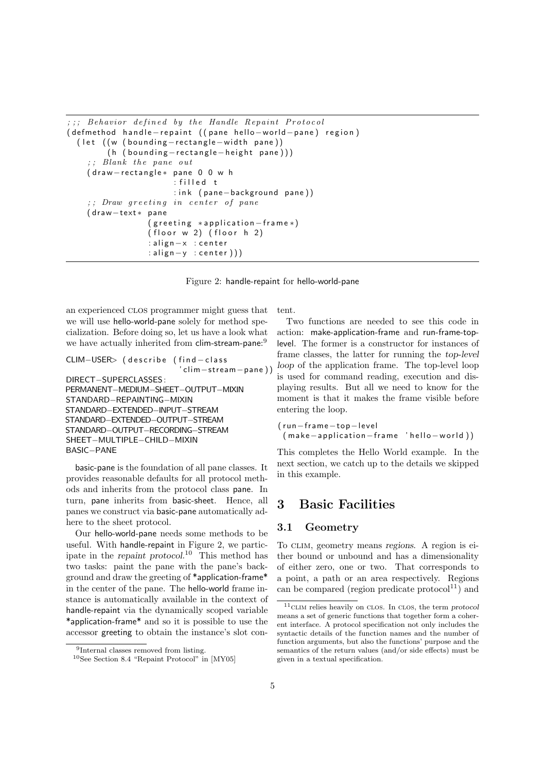```lisp
;;; Behavior defined by the Handle Repaint Protocol
(defmethod handle-repaint ((pane hello-world-pane) region)
  (let ((w (bounding-rectangle-width pane))
        (h (bounding-rectangle-height pane)))
    ;; Blank the pane out
    (draw-rectangle* pane 0 0 w h
                     :filled t
                     :ink (pane-background pane))
    ;; Draw greeting in center of pane
    (draw-text* pane
                (greeting *application-frame*)
                (floor w 2) (floor h 2)
                :align-x :center
                :align-y :center)))
```

Figure 2: handle-repaint for hello-world-pane

an experienced CLOS programmer might guess that we will use hello-world-pane solely for method specialization. Before doing so, let us have a look what we have actually inherited from clim-stream-pane:[9]

```
CLIM-USER> (describe (find-class
                      'clim-stream-pane))
DIRECT-SUPERCLASSES:
PERMANENT-MEDIUM-SHEET-OUTPUT-MIXIN
STANDARD-REPAINTING-MIXIN
STANDARD-EXTENDED-INPUT-STREAM
STANDARD-EXTENDED-OUTPUT-STREAM
STANDARD-OUTPUT-RECORDING-STREAM
SHEET-MULTIPLE-CHILD-MIXIN
BASIC-PANE
```

basic-pane is the foundation of all pane classes. It provides reasonable defaults for all protocol methods and inherits from the protocol class pane. In turn, pane inherits from basic-sheet. Hence, all panes we construct via basic-pane automatically adhere to the sheet protocol.

Our hello-world-pane needs some methods to be useful. With handle-repaint in Figure 2, we participate in the *repaint protocol*.[10] This method has two tasks: paint the pane with the pane's background and draw the greeting of *application-frame* in the center of the pane. The hello-world frame instance is automatically available in the context of handle-repaint via the dynamically scoped variable *application-frame* and so it is possible to use the accessor greeting to obtain the instance's slot content.

Two functions are needed to see this code in action: make-application-frame and run-frame-top-level. The former is a constructor for instances of frame classes, the latter for running the *top-level loop* of the application frame. The top-level loop is used for command reading, execution and displaying results. But all we need to know for the moment is that it makes the frame visible before entering the loop.

```lisp
(run-frame-top-level
 (make-application-frame 'hello-world))
```

This completes the Hello World example. In the next section, we catch up to the details we skipped in this example.

# 3 Basic Facilities

## 3.1 Geometry

To CLIM, geometry means *regions*. A region is either bound or unbound and has a dimensionality of either zero, one or two. That corresponds to a point, a path or an area respectively. Regions can be compared (region predicate protocol[11]) and

[9] Internal classes removed from listing.

[10] See Section 8.4 "Repaint Protocol" in [MY05]

[11] CLIM relies heavily on CLOS. In CLOS, the term *protocol* means a set of generic functions that together form a coherent interface. A protocol specification not only includes the syntactic details of the function names and the number of function arguments, but also the functions' purpose and the semantics of the return values (and/or side effects) must be given in a textual specification.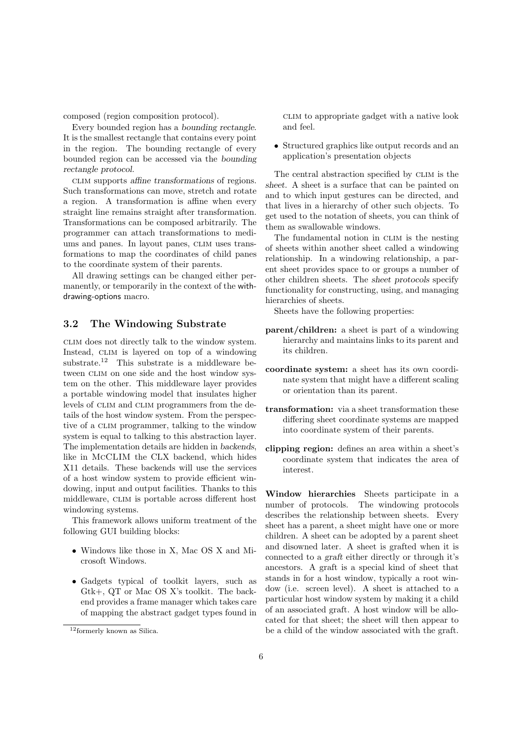composed (region composition protocol).

Every bounded region has a *bounding rectangle*. It is the smallest rectangle that contains every point in the region. The bounding rectangle of every bounded region can be accessed via the *bounding rectangle protocol*.

CLIM supports *affine transformations* of regions. Such transformations can move, stretch and rotate a region. A transformation is affine when every straight line remains straight after transformation. Transformations can be composed arbitrarily. The programmer can attach transformations to mediums and panes. In layout panes, CLIM uses transformations to map the coordinates of child panes to the coordinate system of their parents.

All drawing settings can be changed either permanently, or temporarily in the context of the with-drawing-options macro.

### 3.2 The Windowing Substrate

CLIM does not directly talk to the window system. Instead, CLIM is layered on top of a windowing substrate.[12] This substrate is a middleware between CLIM on one side and the host window system on the other. This middleware layer provides a portable windowing model that insulates higher levels of CLIM and CLIM programmers from the details of the host window system. From the perspective of a CLIM programmer, talking to the window system is equal to talking to this abstraction layer. The implementation details are hidden in *backends*, like in McCLIM the CLX backend, which hides X11 details. These backends will use the services of a host window system to provide efficient windowing, input and output facilities. Thanks to this middleware, CLIM is portable across different host windowing systems.

This framework allows uniform treatment of the following GUI building blocks:

- Windows like those in X, Mac OS X and Microsoft Windows.
- Gadgets typical of toolkit layers, such as Gtk+, QT or Mac OS X's toolkit. The backend provides a frame manager which takes care of mapping the abstract gadget types found in CLIM to appropriate gadget with a native look and feel.
- Structured graphics like output records and an application's presentation objects

The central abstraction specified by CLIM is the *sheet*. A sheet is a surface that can be painted on and to which input gestures can be directed, and that lives in a hierarchy of other such objects. To get used to the notation of sheets, you can think of them as swallowable windows.

The fundamental notion in CLIM is the nesting of sheets within another sheet called a windowing relationship. In a windowing relationship, a parent sheet provides space to or groups a number of other children sheets. The *sheet protocols* specify functionality for constructing, using, and managing hierarchies of sheets.

Sheets have the following properties:

**parent/children:** a sheet is part of a windowing hierarchy and maintains links to its parent and its children.

**coordinate system:** a sheet has its own coordinate system that might have a different scaling or orientation than its parent.

**transformation:** via a sheet transformation these differing sheet coordinate systems are mapped into coordinate system of their parents.

**clipping region:** defines an area within a sheet's coordinate system that indicates the area of interest.

**Window hierarchies** Sheets participate in a number of protocols. The windowing protocols describes the relationship between sheets. Every sheet has a parent, a sheet might have one or more children. A sheet can be adopted by a parent sheet and disowned later. A sheet is grafted when it is connected to a *graft* either directly or through it's ancestors. A graft is a special kind of sheet that stands in for a host window, typically a root window (i.e. screen level). A sheet is attached to a particular host window system by making it a child of an associated graft. A host window will be allocated for that sheet; the sheet will then appear to be a child of the window associated with the graft.

[12] formerly known as Silica.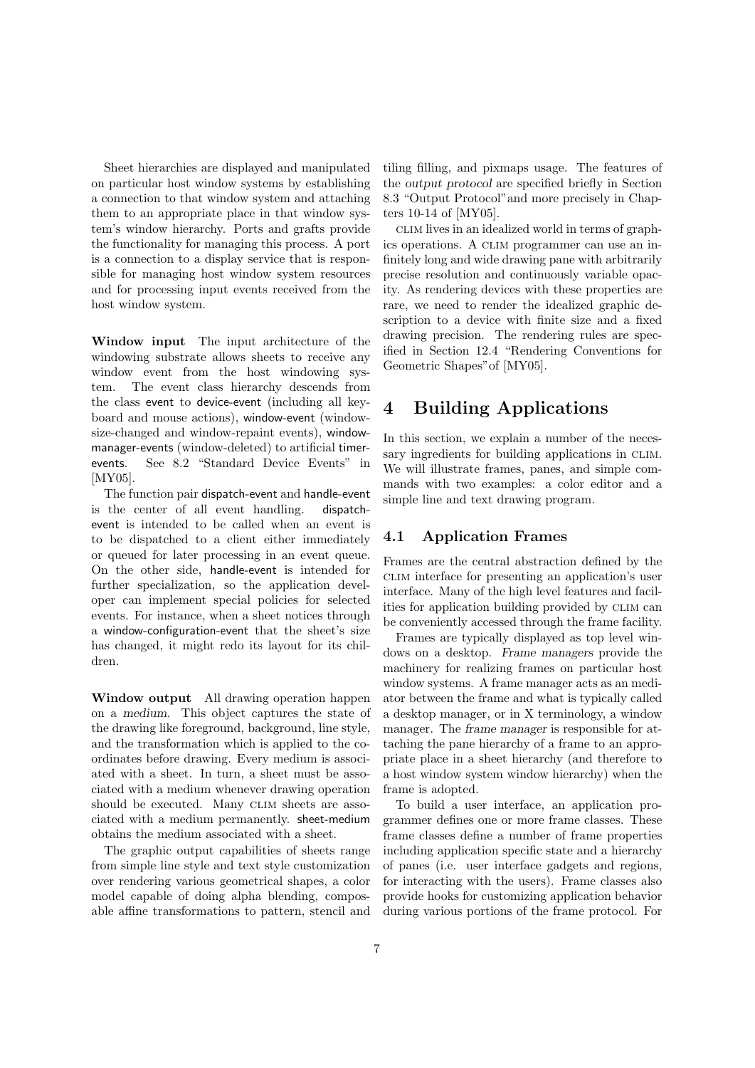Sheet hierarchies are displayed and manipulated on particular host window systems by establishing a connection to that window system and attaching them to an appropriate place in that window system's window hierarchy. Ports and grafts provide the functionality for managing this process. A port is a connection to a display service that is responsible for managing host window system resources and for processing input events received from the host window system.

**Window input** The input architecture of the windowing substrate allows sheets to receive any window event from the host windowing system. The event class hierarchy descends from the class event to device-event (including all keyboard and mouse actions), window-event (window-size-changed and window-repaint events), window-manager-events (window-deleted) to artificial timer-events. See 8.2 "Standard Device Events" in [MY05].

The function pair dispatch-event and handle-event is the center of all event handling. dispatch-event is intended to be called when an event is to be dispatched to a client either immediately or queued for later processing in an event queue. On the other side, handle-event is intended for further specialization, so the application developer can implement special policies for selected events. For instance, when a sheet notices through a window-configuration-event that the sheet's size has changed, it might redo its layout for its children.

**Window output** All drawing operation happen on a *medium*. This object captures the state of the drawing like foreground, background, line style, and the transformation which is applied to the coordinates before drawing. Every medium is associated with a sheet. In turn, a sheet must be associated with a medium whenever drawing operation should be executed. Many CLIM sheets are associated with a medium permanently. sheet-medium obtains the medium associated with a sheet.

The graphic output capabilities of sheets range from simple line style and text style customization over rendering various geometrical shapes, a color model capable of doing alpha blending, composable affine transformations to pattern, stencil and tiling filling, and pixmaps usage. The features of the *output protocol* are specified briefly in Section 8.3 "Output Protocol" and more precisely in Chapters 10-14 of [MY05].

CLIM lives in an idealized world in terms of graphics operations. A CLIM programmer can use an infinitely long and wide drawing pane with arbitrarily precise resolution and continuously variable opacity. As rendering devices with these properties are rare, we need to render the idealized graphic description to a device with finite size and a fixed drawing precision. The rendering rules are specified in Section 12.4 "Rendering Conventions for Geometric Shapes" of [MY05].

# 4 Building Applications

In this section, we explain a number of the necessary ingredients for building applications in CLIM. We will illustrate frames, panes, and simple commands with two examples: a color editor and a simple line and text drawing program.

## 4.1 Application Frames

Frames are the central abstraction defined by the CLIM interface for presenting an application's user interface. Many of the high level features and facilities for application building provided by CLIM can be conveniently accessed through the frame facility.

Frames are typically displayed as top level windows on a desktop. *Frame managers* provide the machinery for realizing frames on particular host window systems. A frame manager acts as an mediator between the frame and what is typically called a desktop manager, or in X terminology, a window manager. The *frame manager* is responsible for attaching the pane hierarchy of a frame to an appropriate place in a sheet hierarchy (and therefore to a host window system window hierarchy) when the frame is adopted.

To build a user interface, an application programmer defines one or more frame classes. These frame classes define a number of frame properties including application specific state and a hierarchy of panes (i.e. user interface gadgets and regions, for interacting with the users). Frame classes also provide hooks for customizing application behavior during various portions of the frame protocol. For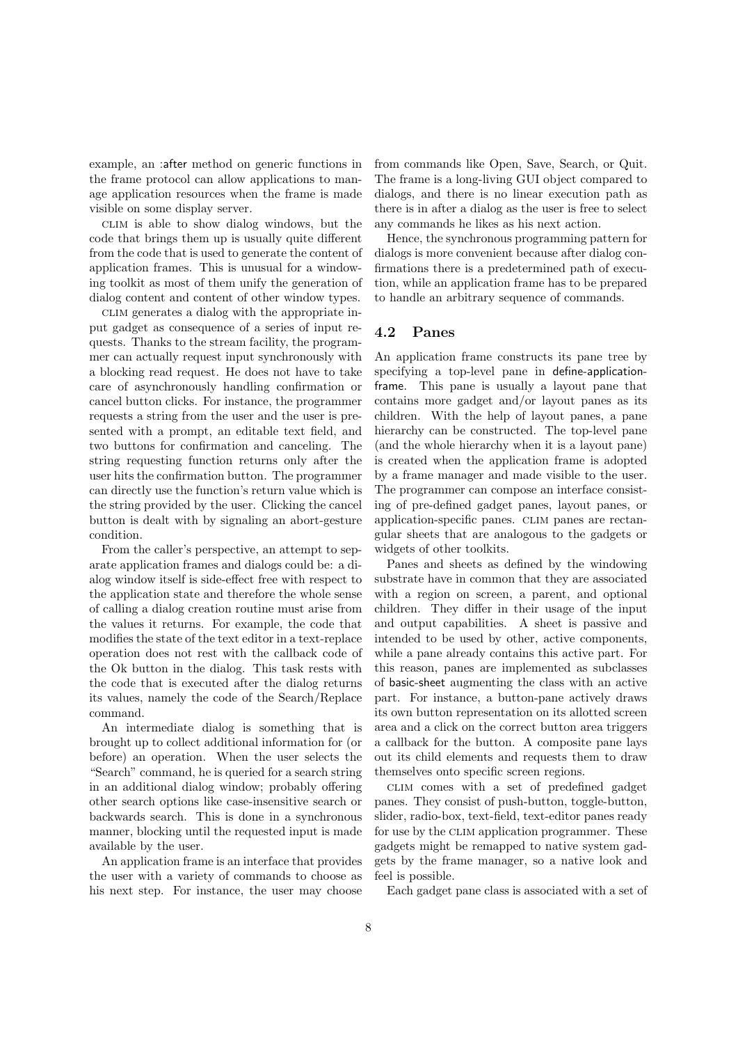example, an :after method on generic functions in the frame protocol can allow applications to manage application resources when the frame is made visible on some display server.

CLIM is able to show dialog windows, but the code that brings them up is usually quite different from the code that is used to generate the content of application frames. This is unusual for a windowing toolkit as most of them unify the generation of dialog content and content of other window types.

CLIM generates a dialog with the appropriate input gadget as consequence of a series of input requests. Thanks to the stream facility, the programmer can actually request input synchronously with a blocking read request. He does not have to take care of asynchronously handling confirmation or cancel button clicks. For instance, the programmer requests a string from the user and the user is presented with a prompt, an editable text field, and two buttons for confirmation and canceling. The string requesting function returns only after the user hits the confirmation button. The programmer can directly use the function's return value which is the string provided by the user. Clicking the cancel button is dealt with by signaling an abort-gesture condition.

From the caller's perspective, an attempt to separate application frames and dialogs could be: a dialog window itself is side-effect free with respect to the application state and therefore the whole sense of calling a dialog creation routine must arise from the values it returns. For example, the code that modifies the state of the text editor in a text-replace operation does not rest with the callback code of the Ok button in the dialog. This task rests with the code that is executed after the dialog returns its values, namely the code of the Search/Replace command.

An intermediate dialog is something that is brought up to collect additional information for (or before) an operation. When the user selects the "Search" command, he is queried for a search string in an additional dialog window; probably offering other search options like case-insensitive search or backwards search. This is done in a synchronous manner, blocking until the requested input is made available by the user.

An application frame is an interface that provides the user with a variety of commands to choose as his next step. For instance, the user may choose from commands like Open, Save, Search, or Quit. The frame is a long-living GUI object compared to dialogs, and there is no linear execution path as there is in after a dialog as the user is free to select any commands he likes as his next action.

Hence, the synchronous programming pattern for dialogs is more convenient because after dialog confirmations there is a predetermined path of execution, while an application frame has to be prepared to handle an arbitrary sequence of commands.

## 4.2 Panes

An application frame constructs its pane tree by specifying a top-level pane in define-application-frame. This pane is usually a layout pane that contains more gadget and/or layout panes as its children. With the help of layout panes, a pane hierarchy can be constructed. The top-level pane (and the whole hierarchy when it is a layout pane) is created when the application frame is adopted by a frame manager and made visible to the user. The programmer can compose an interface consisting of pre-defined gadget panes, layout panes, or application-specific panes. CLIM panes are rectangular sheets that are analogous to the gadgets or widgets of other toolkits.

Panes and sheets as defined by the windowing substrate have in common that they are associated with a region on screen, a parent, and optional children. They differ in their usage of the input and output capabilities. A sheet is passive and intended to be used by other, active components, while a pane already contains this active part. For this reason, panes are implemented as subclasses of basic-sheet augmenting the class with an active part. For instance, a button-pane actively draws its own button representation on its allotted screen area and a click on the correct button area triggers a callback for the button. A composite pane lays out its child elements and requests them to draw themselves onto specific screen regions.

CLIM comes with a set of predefined gadget panes. They consist of push-button, toggle-button, slider, radio-box, text-field, text-editor panes ready for use by the CLIM application programmer. These gadgets might be remapped to native system gadgets by the frame manager, so a native look and feel is possible.

Each gadget pane class is associated with a set of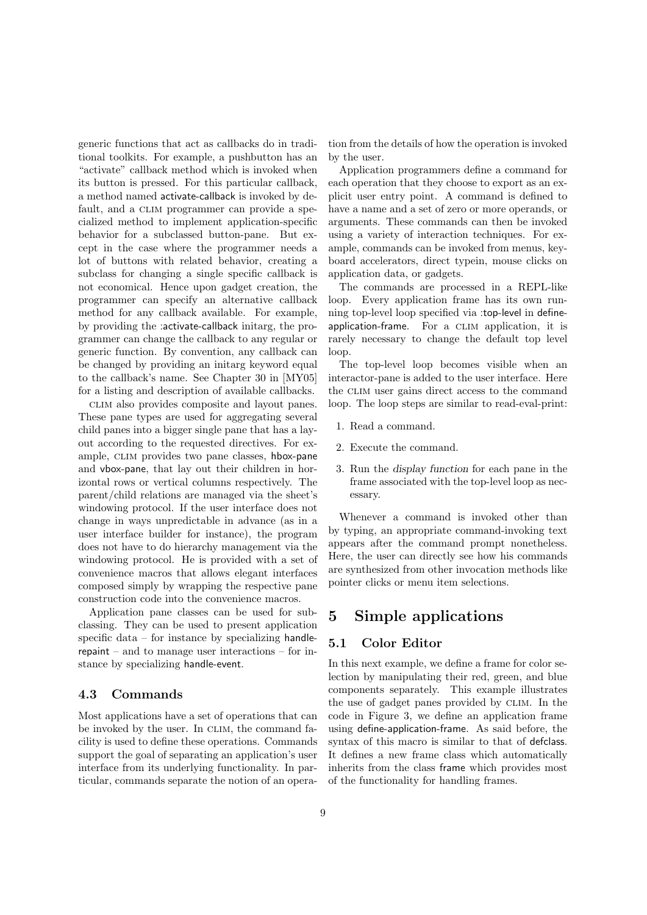generic functions that act as callbacks do in traditional toolkits. For example, a pushbutton has an "activate" callback method which is invoked when its button is pressed. For this particular callback, a method named activate-callback is invoked by default, and a CLIM programmer can provide a specialized method to implement application-specific behavior for a subclassed button-pane. But except in the case where the programmer needs a lot of buttons with related behavior, creating a subclass for changing a single specific callback is not economical. Hence upon gadget creation, the programmer can specify an alternative callback method for any callback available. For example, by providing the :activate-callback initarg, the programmer can change the callback to any regular or generic function. By convention, any callback can be changed by providing an initarg keyword equal to the callback's name. See Chapter 30 in [MY05] for a listing and description of available callbacks.

CLIM also provides composite and layout panes. These pane types are used for aggregating several child panes into a bigger single pane that has a layout according to the requested directives. For example, CLIM provides two pane classes, hbox-pane and vbox-pane, that lay out their children in horizontal rows or vertical columns respectively. The parent/child relations are managed via the sheet's windowing protocol. If the user interface does not change in ways unpredictable in advance (as in a user interface builder for instance), the program does not have to do hierarchy management via the windowing protocol. He is provided with a set of convenience macros that allows elegant interfaces composed simply by wrapping the respective pane construction code into the convenience macros.

Application pane classes can be used for subclassing. They can be used to present application specific data – for instance by specializing handle-repaint – and to manage user interactions – for instance by specializing handle-event.

### 4.3 Commands

Most applications have a set of operations that can be invoked by the user. In CLIM, the command facility is used to define these operations. Commands support the goal of separating an application's user interface from its underlying functionality. In particular, commands separate the notion of an operation from the details of how the operation is invoked by the user.

Application programmers define a command for each operation that they choose to export as an explicit user entry point. A command is defined to have a name and a set of zero or more operands, or arguments. These commands can then be invoked using a variety of interaction techniques. For example, commands can be invoked from menus, keyboard accelerators, direct typein, mouse clicks on application data, or gadgets.

The commands are processed in a REPL-like loop. Every application frame has its own running top-level loop specified via :top-level in define-application-frame. For a CLIM application, it is rarely necessary to change the default top level loop.

The top-level loop becomes visible when an interactor-pane is added to the user interface. Here the CLIM user gains direct access to the command loop. The loop steps are similar to read-eval-print:

1. Read a command.
2. Execute the command.
3. Run the *display function* for each pane in the frame associated with the top-level loop as necessary.

Whenever a command is invoked other than by typing, an appropriate command-invoking text appears after the command prompt nonetheless. Here, the user can directly see how his commands are synthesized from other invocation methods like pointer clicks or menu item selections.

## 5 Simple applications

### 5.1 Color Editor

In this next example, we define a frame for color selection by manipulating their red, green, and blue components separately. This example illustrates the use of gadget panes provided by CLIM. In the code in Figure 3, we define an application frame using define-application-frame. As said before, the syntax of this macro is similar to that of defclass. It defines a new frame class which automatically inherits from the class frame which provides most of the functionality for handling frames.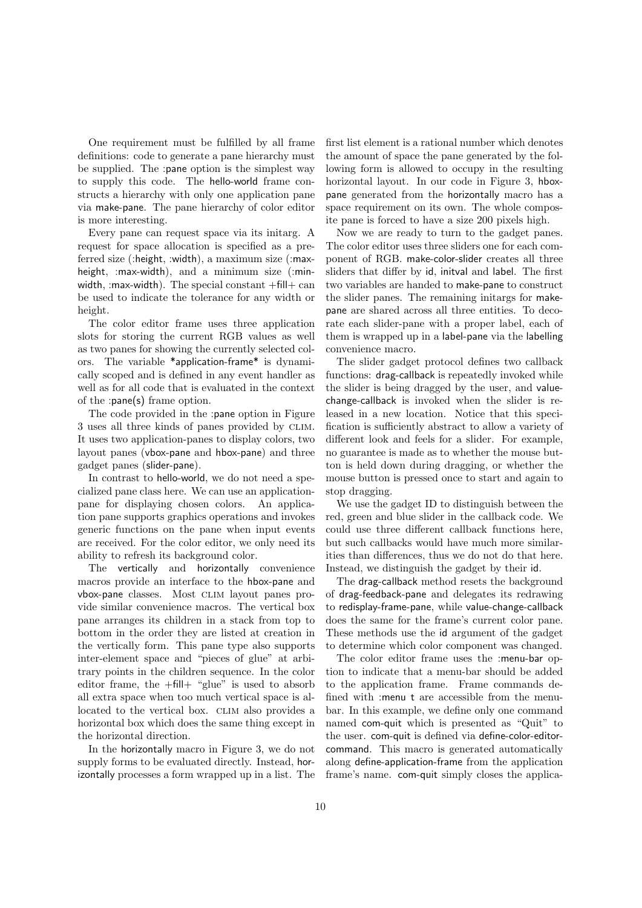One requirement must be fulfilled by all frame definitions: code to generate a pane hierarchy must be supplied. The :pane option is the simplest way to supply this code. The hello-world frame constructs a hierarchy with only one application pane via make-pane. The pane hierarchy of color editor is more interesting.

Every pane can request space via its initarg. A request for space allocation is specified as a preferred size (:height, :width), a maximum size (:max-height, :max-width), and a minimum size (:min-width, :max-width). The special constant +fill+ can be used to indicate the tolerance for any width or height.

The color editor frame uses three application slots for storing the current RGB values as well as two panes for showing the currently selected colors. The variable *application-frame* is dynamically scoped and is defined in any event handler as well as for all code that is evaluated in the context of the :pane(s) frame option.

The code provided in the :pane option in Figure 3 uses all three kinds of panes provided by CLIM. It uses two application-panes to display colors, two layout panes (vbox-pane and hbox-pane) and three gadget panes (slider-pane).

In contrast to hello-world, we do not need a specialized pane class here. We can use an application-pane for displaying chosen colors. An application pane supports graphics operations and invokes generic functions on the pane when input events are received. For the color editor, we only need its ability to refresh its background color.

The vertically and horizontally convenience macros provide an interface to the hbox-pane and vbox-pane classes. Most CLIM layout panes provide similar convenience macros. The vertical box pane arranges its children in a stack from top to bottom in the order they are listed at creation in the vertically form. This pane type also supports inter-element space and "pieces of glue" at arbitrary points in the children sequence. In the color editor frame, the +fill+ "glue" is used to absorb all extra space when too much vertical space is allocated to the vertical box. CLIM also provides a horizontal box which does the same thing except in the horizontal direction.

In the horizontally macro in Figure 3, we do not supply forms to be evaluated directly. Instead, horizontally processes a form wrapped up in a list. The first list element is a rational number which denotes the amount of space the pane generated by the following form is allowed to occupy in the resulting horizontal layout. In our code in Figure 3, hbox-pane generated from the horizontally macro has a space requirement on its own. The whole composite pane is forced to have a size 200 pixels high.

Now we are ready to turn to the gadget panes. The color editor uses three sliders one for each component of RGB. make-color-slider creates all three sliders that differ by id, initval and label. The first two variables are handed to make-pane to construct the slider panes. The remaining initargs for make-pane are shared across all three entities. To decorate each slider-pane with a proper label, each of them is wrapped up in a label-pane via the labelling convenience macro.

The slider gadget protocol defines two callback functions: drag-callback is repeatedly invoked while the slider is being dragged by the user, and value-change-callback is invoked when the slider is released in a new location. Notice that this specification is sufficiently abstract to allow a variety of different look and feels for a slider. For example, no guarantee is made as to whether the mouse button is held down during dragging, or whether the mouse button is pressed once to start and again to stop dragging.

We use the gadget ID to distinguish between the red, green and blue slider in the callback code. We could use three different callback functions here, but such callbacks would have much more similarities than differences, thus we do not do that here. Instead, we distinguish the gadget by their id.

The drag-callback method resets the background of drag-feedback-pane and delegates its redrawing to redisplay-frame-pane, while value-change-callback does the same for the frame's current color pane. These methods use the id argument of the gadget to determine which color component was changed.

The color editor frame uses the :menu-bar option to indicate that a menu-bar should be added to the application frame. Frame commands defined with :menu t are accessible from the menu-bar. In this example, we define only one command named com-quit which is presented as "Quit" to the user. com-quit is defined via define-color-editor-command. This macro is generated automatically along define-application-frame from the application frame's name. com-quit simply closes the applica-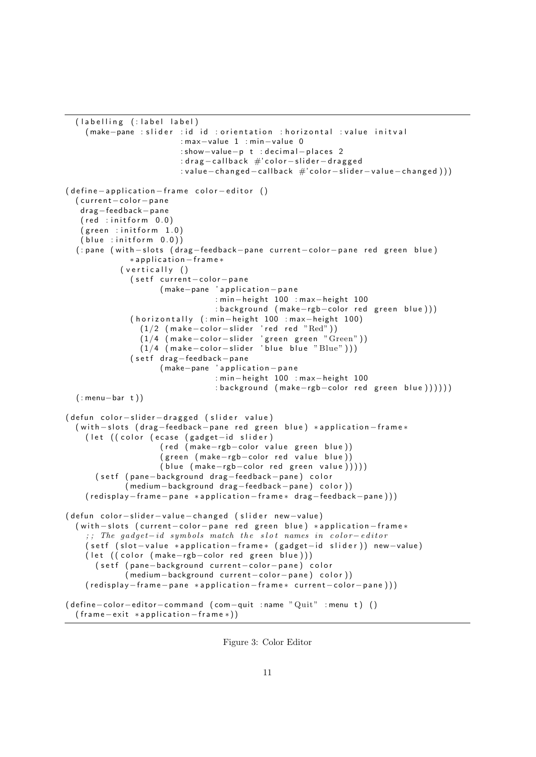```
  (labelling (:label label)
    (make-pane :slider :id id :orientation :horizontal :value initval
                       :max-value 1 :min-value 0
                       :show-value-p t :decimal-places 2
                       :drag-callback #'color-slider-dragged
                       :value-changed-callback #'color-slider-value-changed)))

(define-application-frame color-editor ()
  (current-color-pane
   drag-feedback-pane
   (red :initform 0.0)
   (green :initform 1.0)
   (blue :initform 0.0))
  (:pane (with-slots (drag-feedback-pane current-color-pane red green blue)
              *application-frame*
           (vertically ()
             (setf current-color-pane
                   (make-pane 'application-pane
                              :min-height 100 :max-height 100
                              :background (make-rgb-color red green blue)))
             (horizontally (:min-height 100 :max-height 100)
               (1/2 (make-color-slider 'red red "Red"))
               (1/4 (make-color-slider 'green green "Green"))
               (1/4 (make-color-slider 'blue blue "Blue")))
             (setf drag-feedback-pane
                   (make-pane 'application-pane
                              :min-height 100 :max-height 100
                              :background (make-rgb-color red green blue))))))
  (:menu-bar t))

(defun color-slider-dragged (slider value)
  (with-slots (drag-feedback-pane red green blue) *application-frame*
    (let ((color (ecase (gadget-id slider)
                   (red (make-rgb-color value green blue))
                   (green (make-rgb-color red value blue))
                   (blue (make-rgb-color red green value)))))
      (setf (pane-background drag-feedback-pane) color
            (medium-background drag-feedback-pane) color))
    (redisplay-frame-pane *application-frame* drag-feedback-pane)))

(defun color-slider-value-changed (slider new-value)
  (with-slots (current-color-pane red green blue) *application-frame*
    ;; The gadget-id symbols match the slot names in color-editor
    (setf (slot-value *application-frame* (gadget-id slider)) new-value)
    (let ((color (make-rgb-color red green blue)))
      (setf (pane-background current-color-pane) color
            (medium-background current-color-pane) color))
    (redisplay-frame-pane *application-frame* current-color-pane)))

(define-color-editor-command (com-quit :name "Quit" :menu t) ()
  (frame-exit *application-frame*))
```

Figure 3: Color Editor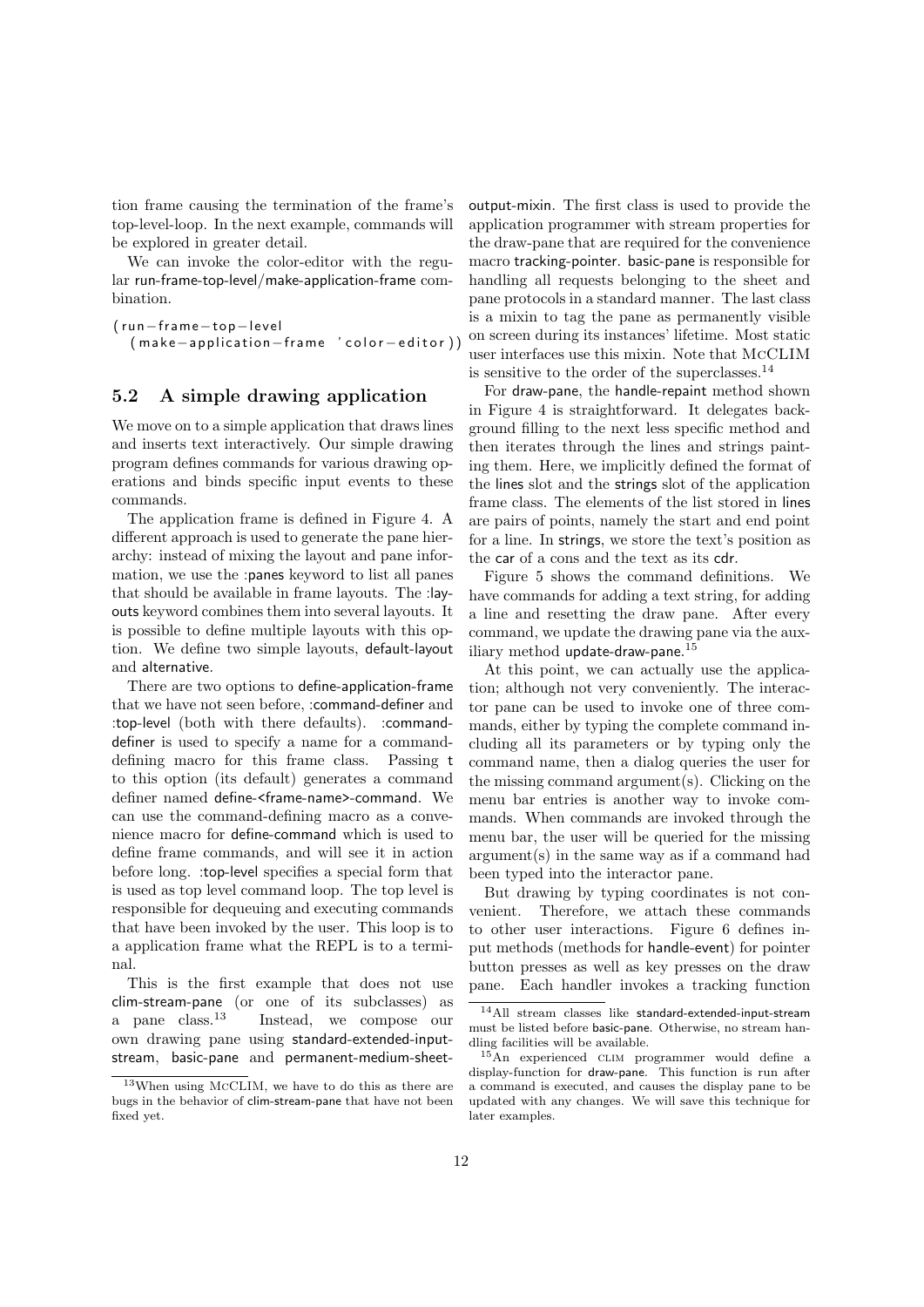tion frame causing the termination of the frame's top-level-loop. In the next example, commands will be explored in greater detail.

We can invoke the color-editor with the regular run-frame-top-level/make-application-frame combination.

```
(run-frame-top-level
  (make-application-frame 'color-editor))
```

## 5.2 A simple drawing application

We move on to a simple application that draws lines and inserts text interactively. Our simple drawing program defines commands for various drawing operations and binds specific input events to these commands.

The application frame is defined in Figure 4. A different approach is used to generate the pane hierarchy: instead of mixing the layout and pane information, we use the :panes keyword to list all panes that should be available in frame layouts. The :layouts keyword combines them into several layouts. It is possible to define multiple layouts with this option. We define two simple layouts, default-layout and alternative.

There are two options to define-application-frame that we have not seen before, :command-definer and :top-level (both with there defaults). :command-definer is used to specify a name for a command-defining macro for this frame class. Passing t to this option (its default) generates a command definer named define-<frame-name>-command. We can use the command-defining macro as a convenience macro for define-command which is used to define frame commands, and will see it in action before long. :top-level specifies a special form that is used as top level command loop. The top level is responsible for dequeuing and executing commands that have been invoked by the user. This loop is to a application frame what the REPL is to a terminal.

This is the first example that does not use clim-stream-pane (or one of its subclasses) as a pane class.[13] Instead, we compose our own drawing pane using standard-extended-input-stream, basic-pane and permanent-medium-sheet-output-mixin. The first class is used to provide the application programmer with stream properties for the draw-pane that are required for the convenience macro tracking-pointer. basic-pane is responsible for handling all requests belonging to the sheet and pane protocols in a standard manner. The last class is a mixin to tag the pane as permanently visible on screen during its instances' lifetime. Most static user interfaces use this mixin. Note that McCLIM is sensitive to the order of the superclasses.[14]

For draw-pane, the handle-repaint method shown in Figure 4 is straightforward. It delegates background filling to the next less specific method and then iterates through the lines and strings painting them. Here, we implicitly defined the format of the lines slot and the strings slot of the application frame class. The elements of the list stored in lines are pairs of points, namely the start and end point for a line. In strings, we store the text's position as the car of a cons and the text as its cdr.

Figure 5 shows the command definitions. We have commands for adding a text string, for adding a line and resetting the draw pane. After every command, we update the drawing pane via the auxiliary method update-draw-pane.[15]

At this point, we can actually use the application; although not very conveniently. The interactor pane can be used to invoke one of three commands, either by typing the complete command including all its parameters or by typing only the command name, then a dialog queries the user for the missing command argument(s). Clicking on the menu bar entries is another way to invoke commands. When commands are invoked through the menu bar, the user will be queried for the missing argument(s) in the same way as if a command had been typed into the interactor pane.

But drawing by typing coordinates is not convenient. Therefore, we attach these commands to other user interactions. Figure 6 defines input methods (methods for handle-event) for pointer button presses as well as key presses on the draw pane. Each handler invokes a tracking function

---

[13] When using McCLIM, we have to do this as there are bugs in the behavior of clim-stream-pane that have not been fixed yet.

[14] All stream classes like standard-extended-input-stream must be listed before basic-pane. Otherwise, no stream handling facilities will be available.

[15] An experienced CLIM programmer would define a display-function for draw-pane. This function is run after a command is executed, and causes the display pane to be updated with any changes. We will save this technique for later examples.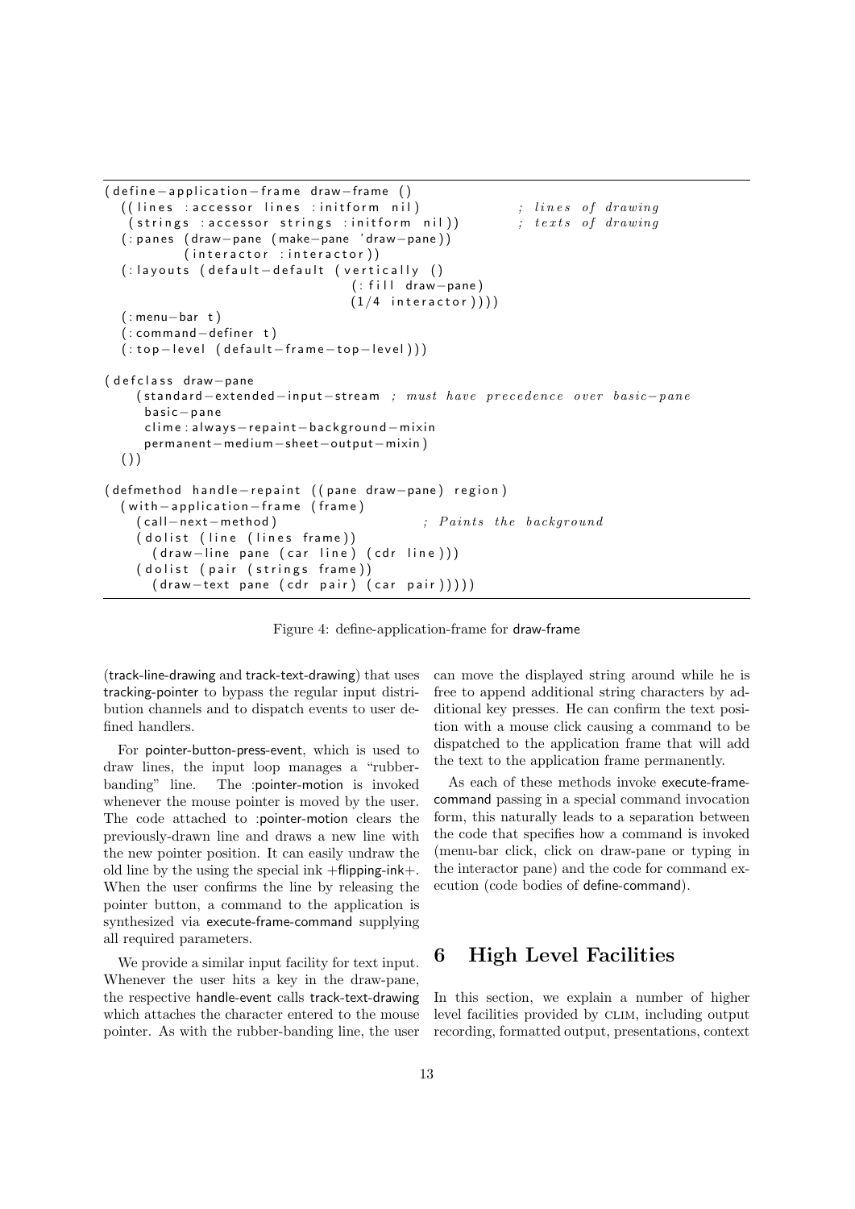```
(define-application-frame draw-frame ()
  ((lines :accessor lines :initform nil)           ; lines of drawing
   (strings :accessor strings :initform nil))      ; texts of drawing
  (:panes (draw-pane (make-pane 'draw-pane))
          (interactor :interactor))
  (:layouts (default-default (vertically ()
                               (:fill draw-pane)
                               (1/4 interactor))))
  (:menu-bar t)
  (:command-definer t)
  (:top-level (default-frame-top-level)))

(defclass draw-pane
    (standard-extended-input-stream ; must have precedence over basic-pane
     basic-pane
     clime:always-repaint-background-mixin
     permanent-medium-sheet-output-mixin)
  ())

(defmethod handle-repaint ((pane draw-pane) region)
  (with-application-frame (frame)
    (call-next-method)                    ; Paints the background
    (dolist (line (lines frame))
      (draw-line pane (car line) (cdr line)))
    (dolist (pair (strings frame))
      (draw-text pane (cdr pair) (car pair)))))
```

Figure 4: define-application-frame for draw-frame

(track-line-drawing and track-text-drawing) that uses tracking-pointer to bypass the regular input distribution channels and to dispatch events to user defined handlers.

For pointer-button-press-event, which is used to draw lines, the input loop manages a "rubber-banding" line. The :pointer-motion is invoked whenever the mouse pointer is moved by the user. The code attached to :pointer-motion clears the previously-drawn line and draws a new line with the new pointer position. It can easily undraw the old line by the using the special ink +flipping-ink+. When the user confirms the line by releasing the pointer button, a command to the application is synthesized via execute-frame-command supplying all required parameters.

We provide a similar input facility for text input. Whenever the user hits a key in the draw-pane, the respective handle-event calls track-text-drawing which attaches the character entered to the mouse pointer. As with the rubber-banding line, the user can move the displayed string around while he is free to append additional string characters by additional key presses. He can confirm the text position with a mouse click causing a command to be dispatched to the application frame that will add the text to the application frame permanently.

As each of these methods invoke execute-frame-command passing in a special command invocation form, this naturally leads to a separation between the code that specifies how a command is invoked (menu-bar click, click on draw-pane or typing in the interactor pane) and the code for command execution (code bodies of define-command).

# 6 High Level Facilities

In this section, we explain a number of higher level facilities provided by CLIM, including output recording, formatted output, presentations, context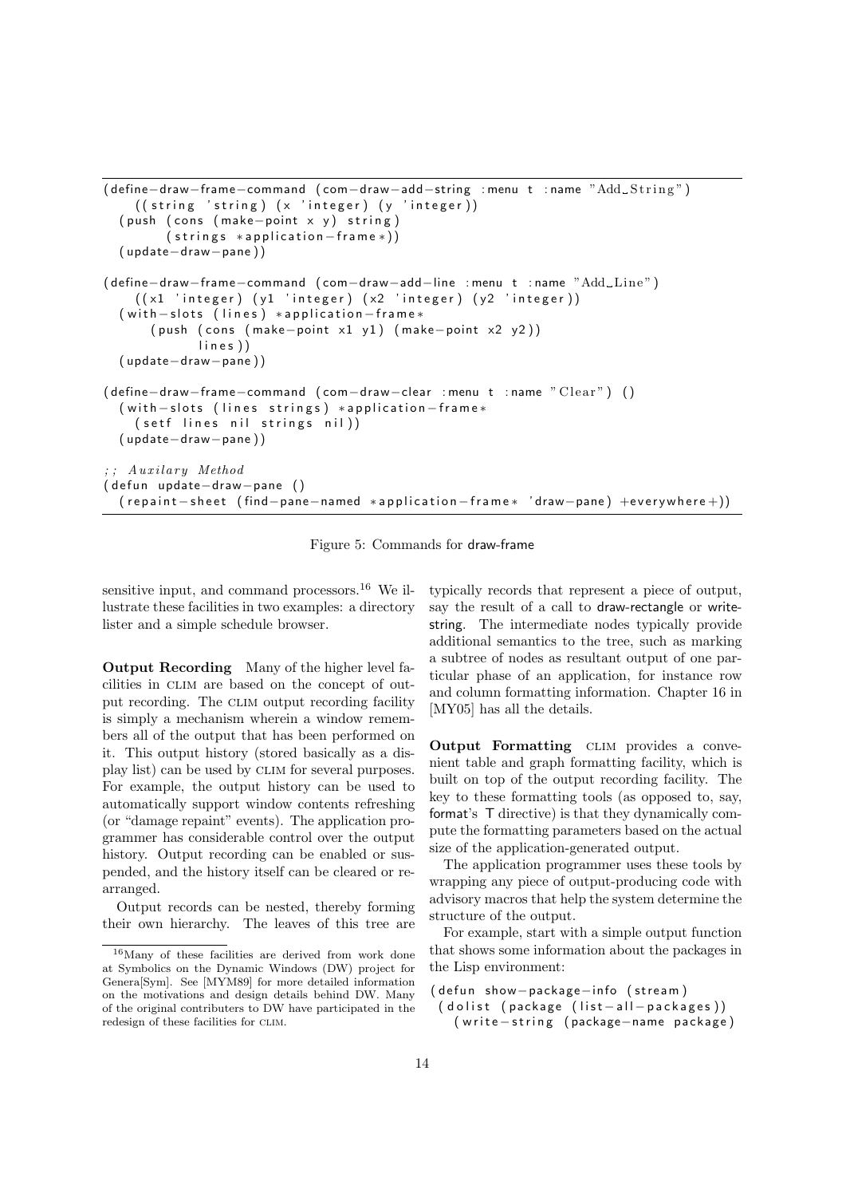```
(define-draw-frame-command (com-draw-add-string :menu t :name "Add String")
    ((string 'string) (x 'integer) (y 'integer))
  (push (cons (make-point x y) string)
        (strings *application-frame*))
  (update-draw-pane))

(define-draw-frame-command (com-draw-add-line :menu t :name "Add Line")
    ((x1 'integer) (y1 'integer) (x2 'integer) (y2 'integer))
  (with-slots (lines) *application-frame*
      (push (cons (make-point x1 y1) (make-point x2 y2))
            lines))
  (update-draw-pane))

(define-draw-frame-command (com-draw-clear :menu t :name "Clear") ()
  (with-slots (lines strings) *application-frame*
    (setf lines nil strings nil))
  (update-draw-pane))

;; Auxilary Method
(defun update-draw-pane ()
  (repaint-sheet (find-pane-named *application-frame* 'draw-pane) +everywhere+))
```

Figure 5: Commands for draw-frame

sensitive input, and command processors.[16] We illustrate these facilities in two examples: a directory lister and a simple schedule browser.

**Output Recording** Many of the higher level facilities in CLIM are based on the concept of output recording. The CLIM output recording facility is simply a mechanism wherein a window remembers all of the output that has been performed on it. This output history (stored basically as a display list) can be used by CLIM for several purposes. For example, the output history can be used to automatically support window contents refreshing (or "damage repaint" events). The application programmer has considerable control over the output history. Output recording can be enabled or suspended, and the history itself can be cleared or rearranged.

Output records can be nested, thereby forming their own hierarchy. The leaves of this tree are typically records that represent a piece of output, say the result of a call to draw-rectangle or write-string. The intermediate nodes typically provide additional semantics to the tree, such as marking a subtree of nodes as resultant output of one particular phase of an application, for instance row and column formatting information. Chapter 16 in [MY05] has all the details.

**Output Formatting** CLIM provides a convenient table and graph formatting facility, which is built on top of the output recording facility. The key to these formatting tools (as opposed to, say, format's T directive) is that they dynamically compute the formatting parameters based on the actual size of the application-generated output.

The application programmer uses these tools by wrapping any piece of output-producing code with advisory macros that help the system determine the structure of the output.

For example, start with a simple output function that shows some information about the packages in the Lisp environment:

```
(defun show-package-info (stream)
 (dolist (package (list-all-packages))
   (write-string (package-name package)
```

[16] Many of these facilities are derived from work done at Symbolics on the Dynamic Windows (DW) project for Genera[Sym]. See [MYM89] for more detailed information on the motivations and design details behind DW. Many of the original contributers to DW have participated in the redesign of these facilities for CLIM.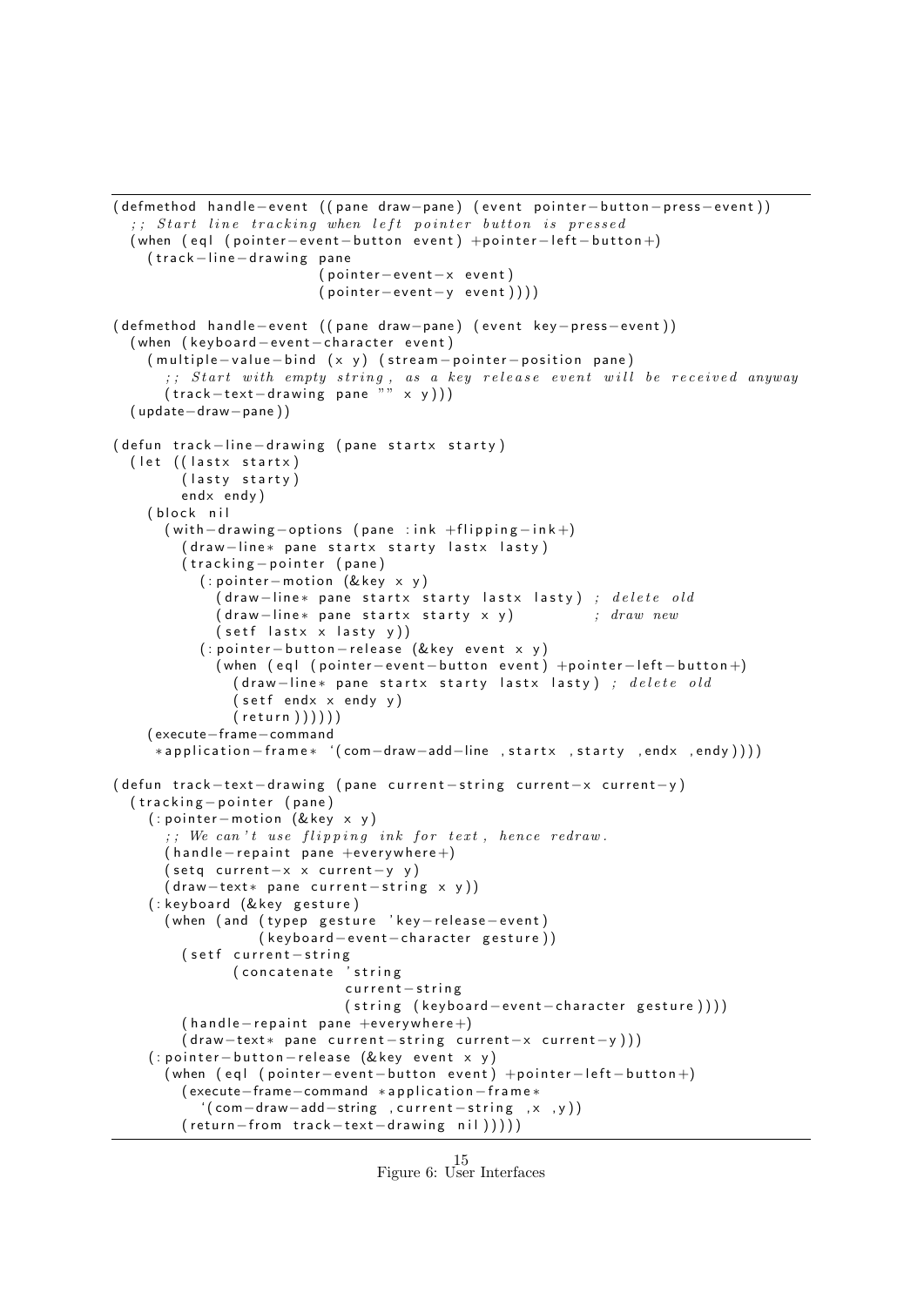```lisp
(defmethod handle-event ((pane draw-pane) (event pointer-button-press-event))
  ;; Start line tracking when left pointer button is pressed
  (when (eql (pointer-event-button event) +pointer-left-button+)
    (track-line-drawing pane
                        (pointer-event-x event)
                        (pointer-event-y event))))

(defmethod handle-event ((pane draw-pane) (event key-press-event))
  (when (keyboard-event-character event)
    (multiple-value-bind (x y) (stream-pointer-position pane)
      ;; Start with empty string, as a key release event will be received anyway
      (track-text-drawing pane "" x y)))
  (update-draw-pane))

(defun track-line-drawing (pane startx starty)
  (let ((lastx startx)
        (lasty starty)
        endx endy)
    (block nil
      (with-drawing-options (pane :ink +flipping-ink+)
        (draw-line* pane startx starty lastx lasty)
        (tracking-pointer (pane)
          (:pointer-motion (&key x y)
            (draw-line* pane startx starty lastx lasty) ; delete old
            (draw-line* pane startx starty x y)         ; draw new
            (setf lastx x lasty y))
          (:pointer-button-release (&key event x y)
            (when (eql (pointer-event-button event) +pointer-left-button+)
              (draw-line* pane startx starty lastx lasty) ; delete old
              (setf endx x endy y)
              (return))))))
    (execute-frame-command
     *application-frame* `(com-draw-add-line ,startx ,starty ,endx ,endy))))

(defun track-text-drawing (pane current-string current-x current-y)
  (tracking-pointer (pane)
    (:pointer-motion (&key x y)
      ;; We can't use flipping ink for text, hence redraw.
      (handle-repaint pane +everywhere+)
      (setq current-x x current-y y)
      (draw-text* pane current-string x y))
    (:keyboard (&key gesture)
      (when (and (typep gesture 'key-release-event)
                 (keyboard-event-character gesture))
        (setf current-string
              (concatenate 'string
                           current-string
                           (string (keyboard-event-character gesture))))
        (handle-repaint pane +everywhere+)
        (draw-text* pane current-string current-x current-y)))
    (:pointer-button-release (&key event x y)
      (when (eql (pointer-event-button event) +pointer-left-button+)
        (execute-frame-command *application-frame*
          `(com-draw-add-string ,current-string ,x ,y))
        (return-from track-text-drawing nil)))))
```

Figure 6: User Interfaces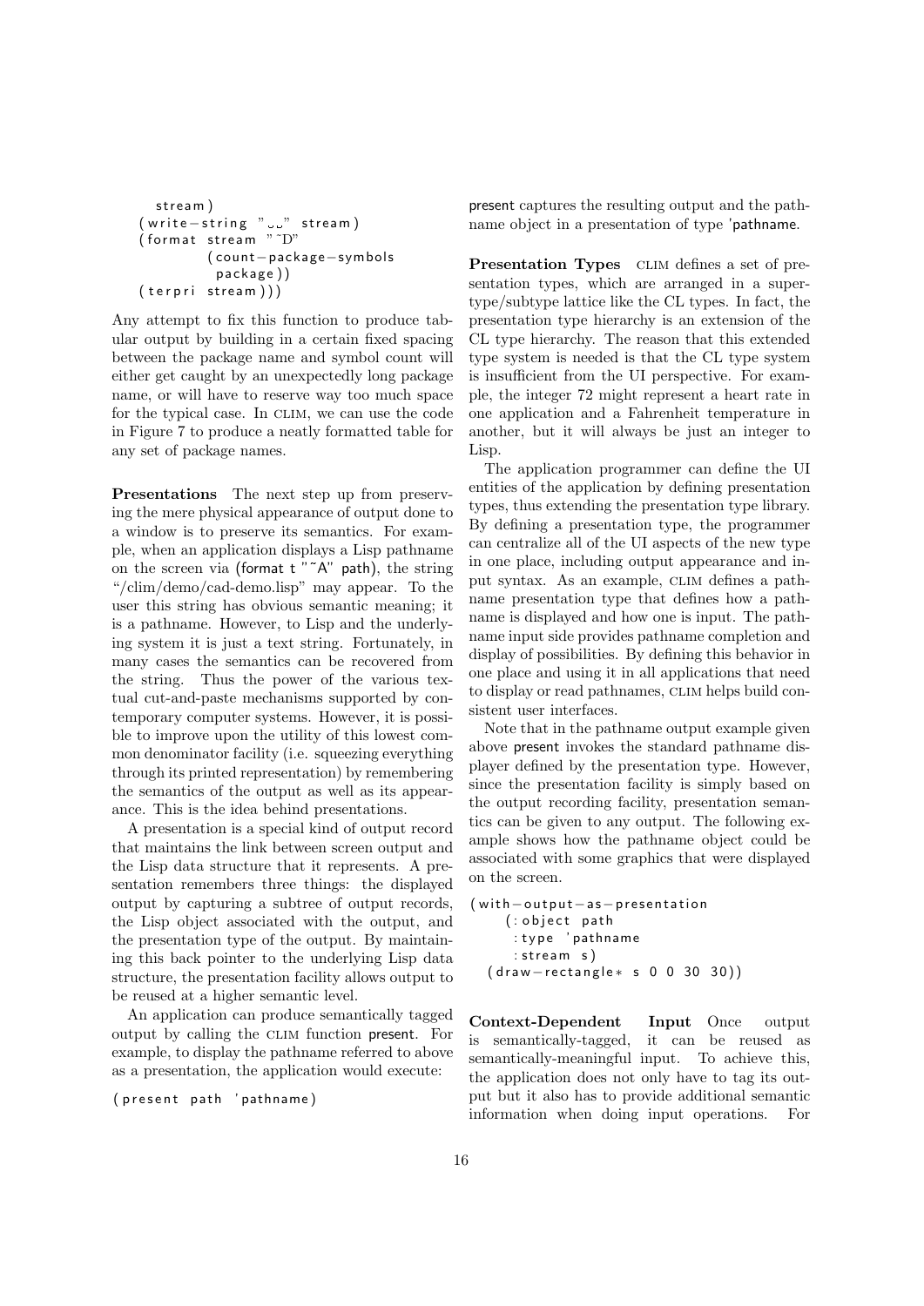```
    stream)
  (write-string "  " stream)
  (format stream "~D"
          (count-package-symbols
           package))
  (terpri stream)))
```

Any attempt to fix this function to produce tabular output by building in a certain fixed spacing between the package name and symbol count will either get caught by an unexpectedly long package name, or will have to reserve way too much space for the typical case. In CLIM, we can use the code in Figure 7 to produce a neatly formatted table for any set of package names.

**Presentations** The next step up from preserving the mere physical appearance of output done to a window is to preserve its semantics. For example, when an application displays a Lisp pathname on the screen via (format t "~A" path), the string "/clim/demo/cad-demo.lisp" may appear. To the user this string has obvious semantic meaning; it is a pathname. However, to Lisp and the underlying system it is just a text string. Fortunately, in many cases the semantics can be recovered from the string. Thus the power of the various textual cut-and-paste mechanisms supported by contemporary computer systems. However, it is possible to improve upon the utility of this lowest common denominator facility (i.e. squeezing everything through its printed representation) by remembering the semantics of the output as well as its appearance. This is the idea behind presentations.

A presentation is a special kind of output record that maintains the link between screen output and the Lisp data structure that it represents. A presentation remembers three things: the displayed output by capturing a subtree of output records, the Lisp object associated with the output, and the presentation type of the output. By maintaining this back pointer to the underlying Lisp data structure, the presentation facility allows output to be reused at a higher semantic level.

An application can produce semantically tagged output by calling the CLIM function present. For example, to display the pathname referred to above as a presentation, the application would execute:

```
(present path 'pathname)
```

present captures the resulting output and the pathname object in a presentation of type 'pathname.

**Presentation Types** CLIM defines a set of presentation types, which are arranged in a supertype/subtype lattice like the CL types. In fact, the presentation type hierarchy is an extension of the CL type hierarchy. The reason that this extended type system is needed is that the CL type system is insufficient from the UI perspective. For example, the integer 72 might represent a heart rate in one application and a Fahrenheit temperature in another, but it will always be just an integer to Lisp.

The application programmer can define the UI entities of the application by defining presentation types, thus extending the presentation type library. By defining a presentation type, the programmer can centralize all of the UI aspects of the new type in one place, including output appearance and input syntax. As an example, CLIM defines a pathname presentation type that defines how a pathname is displayed and how one is input. The pathname input side provides pathname completion and display of possibilities. By defining this behavior in one place and using it in all applications that need to display or read pathnames, CLIM helps build consistent user interfaces.

Note that in the pathname output example given above present invokes the standard pathname displayer defined by the presentation type. However, since the presentation facility is simply based on the output recording facility, presentation semantics can be given to any output. The following example shows how the pathname object could be associated with some graphics that were displayed on the screen.

```
(with-output-as-presentation
    (:object path
     :type 'pathname
     :stream s)
  (draw-rectangle* s 0 0 30 30))
```

**Context-Dependent Input** Once output is semantically-tagged, it can be reused as semantically-meaningful input. To achieve this, the application does not only have to tag its output but it also has to provide additional semantic information when doing input operations. For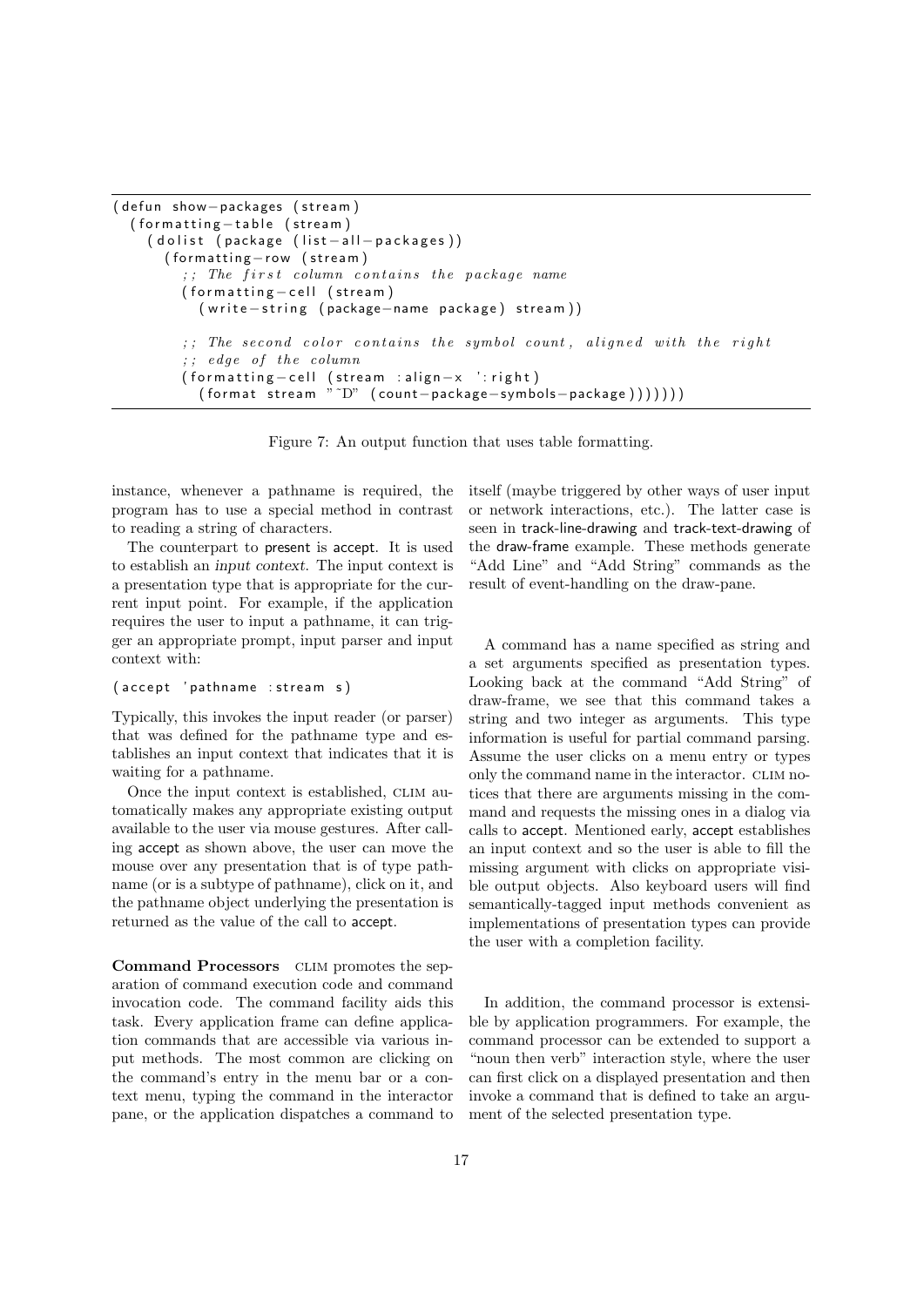```
(defun show-packages (stream)
  (formatting-table (stream)
    (dolist (package (list-all-packages))
      (formatting-row (stream)
        ;; The first column contains the package name
        (formatting-cell (stream)
          (write-string (package-name package) stream))

        ;; The second color contains the symbol count, aligned with the right
        ;; edge of the column
        (formatting-cell (stream :align-x ':right)
          (format stream "~D" (count-package-symbols-package)))))))
```

Figure 7: An output function that uses table formatting.

instance, whenever a pathname is required, the program has to use a special method in contrast to reading a string of characters.

The counterpart to present is accept. It is used to establish an *input context*. The input context is a presentation type that is appropriate for the current input point. For example, if the application requires the user to input a pathname, it can trigger an appropriate prompt, input parser and input context with:

```
(accept 'pathname :stream s)
```

Typically, this invokes the input reader (or parser) that was defined for the pathname type and establishes an input context that indicates that it is waiting for a pathname.

Once the input context is established, CLIM automatically makes any appropriate existing output available to the user via mouse gestures. After calling accept as shown above, the user can move the mouse over any presentation that is of type pathname (or is a subtype of pathname), click on it, and the pathname object underlying the presentation is returned as the value of the call to accept.

**Command Processors** CLIM promotes the separation of command execution code and command invocation code. The command facility aids this task. Every application frame can define application commands that are accessible via various input methods. The most common are clicking on the command's entry in the menu bar or a context menu, typing the command in the interactor pane, or the application dispatches a command to itself (maybe triggered by other ways of user input or network interactions, etc.). The latter case is seen in track-line-drawing and track-text-drawing of the draw-frame example. These methods generate "Add Line" and "Add String" commands as the result of event-handling on the draw-pane.

A command has a name specified as string and a set arguments specified as presentation types. Looking back at the command "Add String" of draw-frame, we see that this command takes a string and two integer as arguments. This type information is useful for partial command parsing. Assume the user clicks on a menu entry or types only the command name in the interactor. CLIM notices that there are arguments missing in the command and requests the missing ones in a dialog via calls to accept. Mentioned early, accept establishes an input context and so the user is able to fill the missing argument with clicks on appropriate visible output objects. Also keyboard users will find semantically-tagged input methods convenient as implementations of presentation types can provide the user with a completion facility.

In addition, the command processor is extensible by application programmers. For example, the command processor can be extended to support a "noun then verb" interaction style, where the user can first click on a displayed presentation and then invoke a command that is defined to take an argument of the selected presentation type.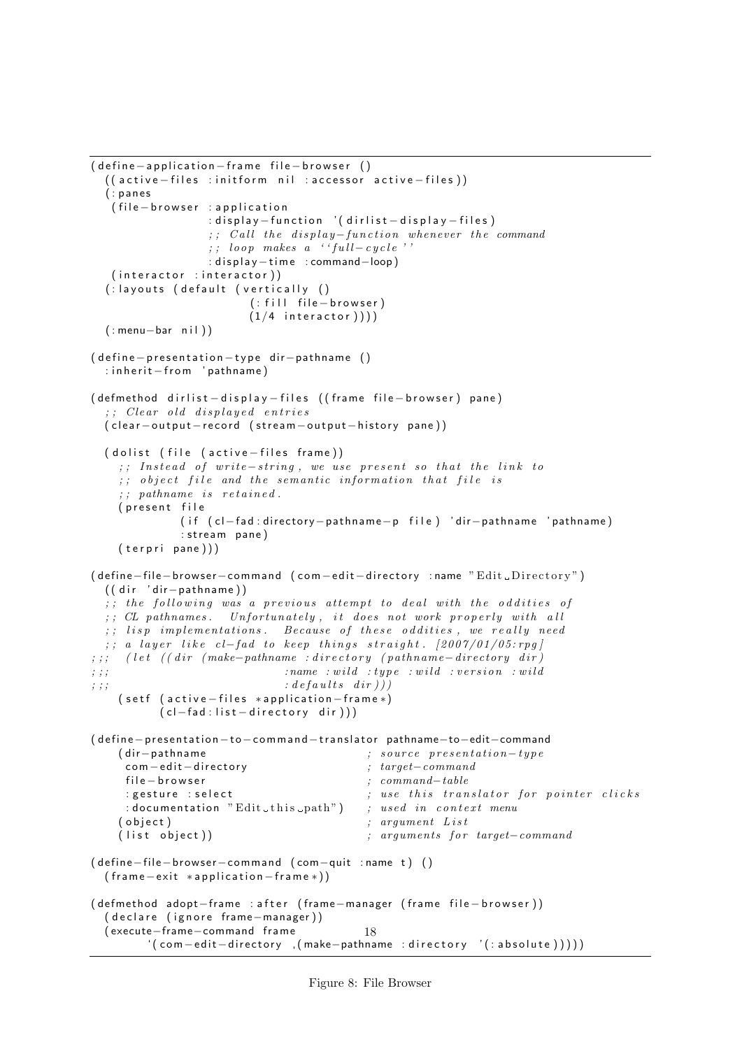```lisp
(define-application-frame file-browser ()
  ((active-files :initform nil :accessor active-files))
  (:panes
   (file-browser :application
                 :display-function '(dirlist-display-files)
                 ;; Call the display-function whenever the command
                 ;; loop makes a ``full-cycle''
                 :display-time :command-loop)
   (interactor :interactor))
  (:layouts (default (vertically ()
                       (:fill file-browser)
                       (1/4 interactor))))
  (:menu-bar nil))

(define-presentation-type dir-pathname ()
  :inherit-from 'pathname)

(defmethod dirlist-display-files ((frame file-browser) pane)
  ;; Clear old displayed entries
  (clear-output-record (stream-output-history pane))

  (dolist (file (active-files frame))
    ;; Instead of write-string, we use present so that the link to
    ;; object file and the semantic information that file is
    ;; pathname is retained.
    (present file
             (if (cl-fad:directory-pathname-p file) 'dir-pathname 'pathname)
             :stream pane)
    (terpri pane)))

(define-file-browser-command (com-edit-directory :name "Edit Directory")
  ((dir 'dir-pathname))
  ;; the following was a previous attempt to deal with the oddities of
  ;; CL pathnames.  Unfortunately, it does not work properly with all
  ;; lisp implementations.  Because of these oddities, we really need
  ;; a layer like cl-fad to keep things straight. [2007/01/05:rpg]
;;;  (let ((dir (make-pathname :directory (pathname-directory dir)
;;;                            :name :wild :type :wild :version :wild
;;;                            :defaults dir)))
    (setf (active-files *application-frame*)
          (cl-fad:list-directory dir)))

(define-presentation-to-command-translator pathname-to-edit-command
    (dir-pathname                          ; source presentation-type
     com-edit-directory                    ; target-command
     file-browser                          ; command-table
     :gesture :select                      ; use this translator for pointer clicks
     :documentation "Edit this path")      ; used in context menu
    (object)                               ; argument List
    (list object))                         ; arguments for target-command

(define-file-browser-command (com-quit :name t) ()
  (frame-exit *application-frame*))

(defmethod adopt-frame :after (frame-manager (frame file-browser))
  (declare (ignore frame-manager))
  (execute-frame-command frame
        `(com-edit-directory ,(make-pathname :directory '(:absolute)))))
```

Figure 8: File Browser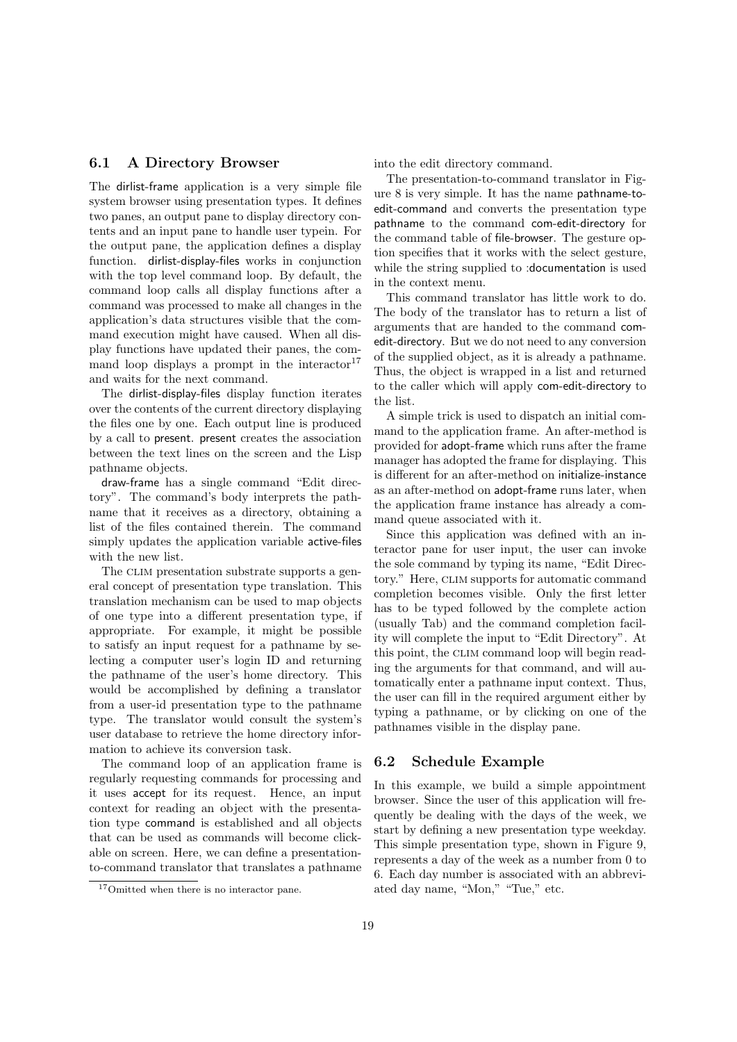## 6.1 A Directory Browser

The dirlist-frame application is a very simple file system browser using presentation types. It defines two panes, an output pane to display directory contents and an input pane to handle user typein. For the output pane, the application defines a display function. dirlist-display-files works in conjunction with the top level command loop. By default, the command loop calls all display functions after a command was processed to make all changes in the application's data structures visible that the command execution might have caused. When all display functions have updated their panes, the command loop displays a prompt in the interactor[17] and waits for the next command.

The dirlist-display-files display function iterates over the contents of the current directory displaying the files one by one. Each output line is produced by a call to present. present creates the association between the text lines on the screen and the Lisp pathname objects.

draw-frame has a single command "Edit directory". The command's body interprets the pathname that it receives as a directory, obtaining a list of the files contained therein. The command simply updates the application variable active-files with the new list.

The CLIM presentation substrate supports a general concept of presentation type translation. This translation mechanism can be used to map objects of one type into a different presentation type, if appropriate. For example, it might be possible to satisfy an input request for a pathname by selecting a computer user's login ID and returning the pathname of the user's home directory. This would be accomplished by defining a translator from a user-id presentation type to the pathname type. The translator would consult the system's user database to retrieve the home directory information to achieve its conversion task.

The command loop of an application frame is regularly requesting commands for processing and it uses accept for its request. Hence, an input context for reading an object with the presentation type command is established and all objects that can be used as commands will become clickable on screen. Here, we can define a presentation-to-command translator that translates a pathname into the edit directory command.

The presentation-to-command translator in Figure 8 is very simple. It has the name pathname-to-edit-command and converts the presentation type pathname to the command com-edit-directory for the command table of file-browser. The gesture option specifies that it works with the select gesture, while the string supplied to :documentation is used in the context menu.

This command translator has little work to do. The body of the translator has to return a list of arguments that are handed to the command com-edit-directory. But we do not need to any conversion of the supplied object, as it is already a pathname. Thus, the object is wrapped in a list and returned to the caller which will apply com-edit-directory to the list.

A simple trick is used to dispatch an initial command to the application frame. An after-method is provided for adopt-frame which runs after the frame manager has adopted the frame for displaying. This is different for an after-method on initialize-instance as an after-method on adopt-frame runs later, when the application frame instance has already a command queue associated with it.

Since this application was defined with an interactor pane for user input, the user can invoke the sole command by typing its name, "Edit Directory." Here, CLIM supports for automatic command completion becomes visible. Only the first letter has to be typed followed by the complete action (usually Tab) and the command completion facility will complete the input to "Edit Directory". At this point, the CLIM command loop will begin reading the arguments for that command, and will automatically enter a pathname input context. Thus, the user can fill in the required argument either by typing a pathname, or by clicking on one of the pathnames visible in the display pane.

## 6.2 Schedule Example

In this example, we build a simple appointment browser. Since the user of this application will frequently be dealing with the days of the week, we start by defining a new presentation type weekday. This simple presentation type, shown in Figure 9, represents a day of the week as a number from 0 to 6. Each day number is associated with an abbreviated day name, "Mon," "Tue," etc.

[17] Omitted when there is no interactor pane.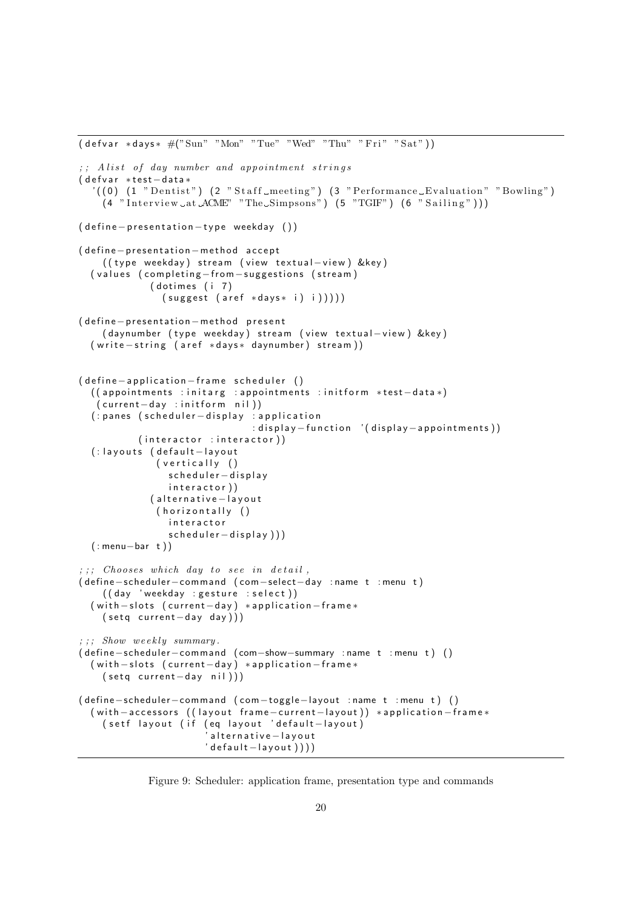```
(defvar *days* #("Sun" "Mon" "Tue" "Wed" "Thu" "Fri" "Sat"))

;; A list of day number and appointment strings
(defvar *test-data*
  '((0) (1 "Dentist") (2 "Staff meeting") (3 "Performance Evaluation" "Bowling")
    (4 "Interview at ACME" "The Simpsons") (5 "TGIF") (6 "Sailing")))

(define-presentation-type weekday ())

(define-presentation-method accept
    ((type weekday) stream (view textual-view) &key)
  (values (completing-from-suggestions (stream)
            (dotimes (i 7)
              (suggest (aref *days* i) i)))))

(define-presentation-method present
    (daynumber (type weekday) stream (view textual-view) &key)
  (write-string (aref *days* daynumber) stream))


(define-application-frame scheduler ()
  ((appointments :initarg :appointments :initform *test-data*)
   (current-day :initform nil))
  (:panes (scheduler-display :application
                             :display-function '(display-appointments))
          (interactor :interactor))
  (:layouts (default-layout
              (vertically ()
                scheduler-display
                interactor))
            (alternative-layout
              (horizontally ()
                interactor
                scheduler-display)))
  (:menu-bar t))

;;; Chooses which day to see in detail,
(define-scheduler-command (com-select-day :name t :menu t)
    ((day 'weekday :gesture :select))
  (with-slots (current-day) *application-frame*
    (setq current-day day)))

;;; Show weekly summary.
(define-scheduler-command (com-show-summary :name t :menu t) ()
  (with-slots (current-day) *application-frame*
    (setq current-day nil)))

(define-scheduler-command (com-toggle-layout :name t :menu t) ()
  (with-accessors ((layout frame-current-layout)) *application-frame*
    (setf layout (if (eq layout 'default-layout)
                     'alternative-layout
                     'default-layout))))
```

Figure 9: Scheduler: application frame, presentation type and commands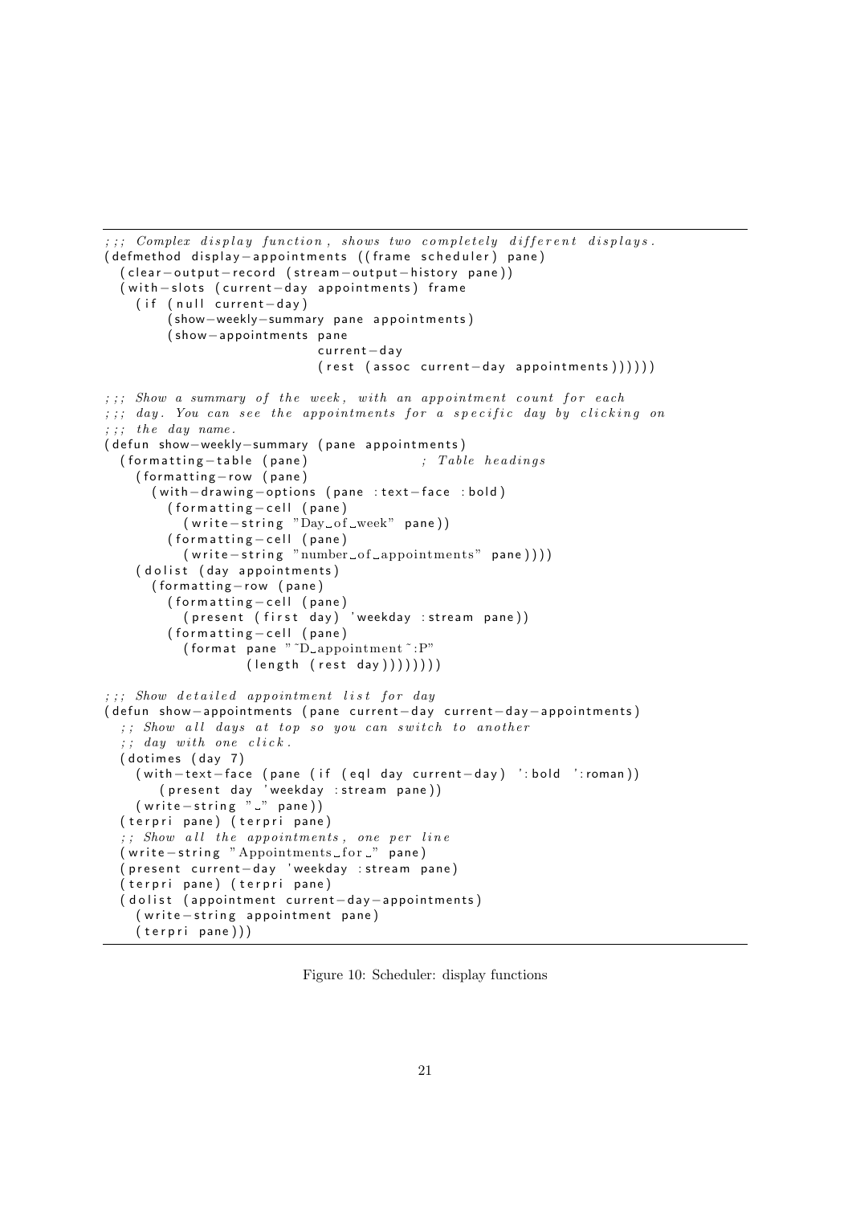```lisp
;;; Complex display function, shows two completely different displays.
(defmethod display-appointments ((frame scheduler) pane)
  (clear-output-record (stream-output-history pane))
  (with-slots (current-day appointments) frame
    (if (null current-day)
        (show-weekly-summary pane appointments)
        (show-appointments pane
                           current-day
                           (rest (assoc current-day appointments))))))

;;; Show a summary of the week, with an appointment count for each
;;; day. You can see the appointments for a specific day by clicking on
;;; the day name.
(defun show-weekly-summary (pane appointments)
  (formatting-table (pane)                ; Table headings
    (formatting-row (pane)
      (with-drawing-options (pane :text-face :bold)
        (formatting-cell (pane)
          (write-string "Day of week" pane))
        (formatting-cell (pane)
          (write-string "number of appointments" pane))))
    (dolist (day appointments)
      (formatting-row (pane)
        (formatting-cell (pane)
          (present (first day) 'weekday :stream pane))
        (formatting-cell (pane)
          (format pane "~D appointment~:P"
                  (length (rest day))))))))

;;; Show detailed appointment list for day
(defun show-appointments (pane current-day current-day-appointments)
  ;; Show all days at top so you can switch to another
  ;; day with one click.
  (dotimes (day 7)
    (with-text-face (pane (if (eql day current-day) ':bold ':roman))
       (present day 'weekday :stream pane))
    (write-string " " pane))
  (terpri pane) (terpri pane)
  ;; Show all the appointments, one per line
  (write-string "Appointments for " pane)
  (present current-day 'weekday :stream pane)
  (terpri pane) (terpri pane)
  (dolist (appointment current-day-appointments)
    (write-string appointment pane)
    (terpri pane)))
```

Figure 10: Scheduler: display functions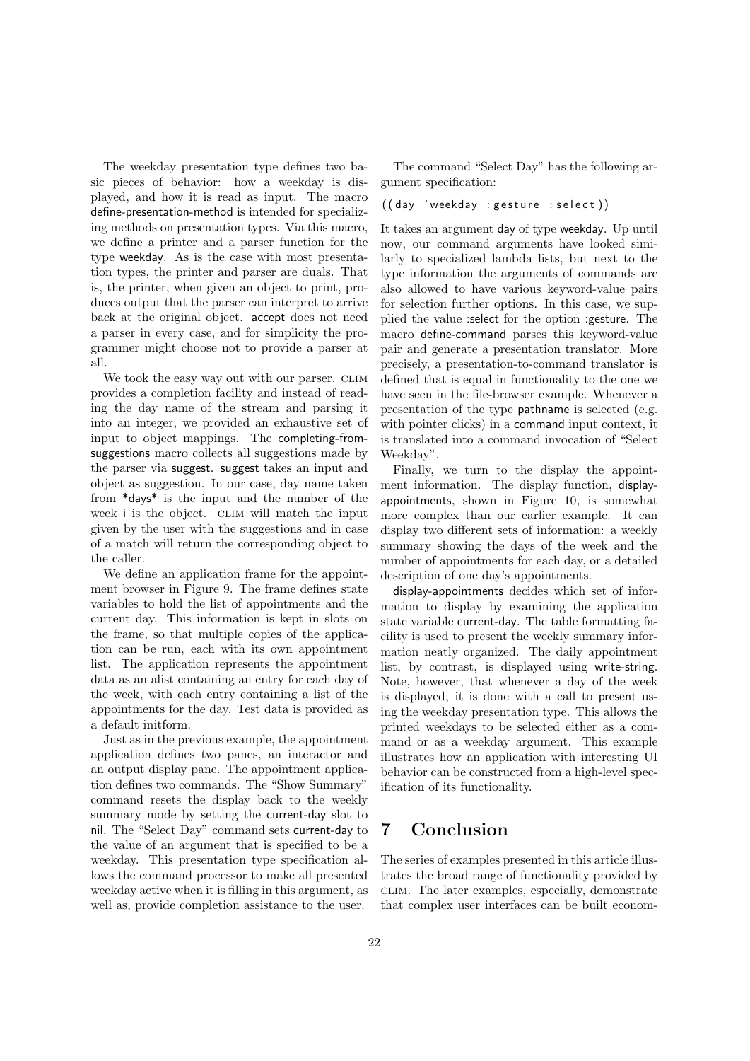The weekday presentation type defines two basic pieces of behavior: how a weekday is displayed, and how it is read as input. The macro define-presentation-method is intended for specializing methods on presentation types. Via this macro, we define a printer and a parser function for the type weekday. As is the case with most presentation types, the printer and parser are duals. That is, the printer, when given an object to print, produces output that the parser can interpret to arrive back at the original object. accept does not need a parser in every case, and for simplicity the programmer might choose not to provide a parser at all.

We took the easy way out with our parser. CLIM provides a completion facility and instead of reading the day name of the stream and parsing it into an integer, we provided an exhaustive set of input to object mappings. The completing-from-suggestions macro collects all suggestions made by the parser via suggest. suggest takes an input and object as suggestion. In our case, day name taken from *days* is the input and the number of the week i is the object. CLIM will match the input given by the user with the suggestions and in case of a match will return the corresponding object to the caller.

We define an application frame for the appointment browser in Figure 9. The frame defines state variables to hold the list of appointments and the current day. This information is kept in slots on the frame, so that multiple copies of the application can be run, each with its own appointment list. The application represents the appointment data as an alist containing an entry for each day of the week, with each entry containing a list of the appointments for the day. Test data is provided as a default initform.

Just as in the previous example, the appointment application defines two panes, an interactor and an output display pane. The appointment application defines two commands. The "Show Summary" command resets the display back to the weekly summary mode by setting the current-day slot to nil. The "Select Day" command sets current-day to the value of an argument that is specified to be a weekday. This presentation type specification allows the command processor to make all presented weekday active when it is filling in this argument, as well as, provide completion assistance to the user.

The command "Select Day" has the following argument specification:

```
((day 'weekday :gesture :select))
```

It takes an argument day of type weekday. Up until now, our command arguments have looked similarly to specialized lambda lists, but next to the type information the arguments of commands are also allowed to have various keyword-value pairs for selection further options. In this case, we supplied the value :select for the option :gesture. The macro define-command parses this keyword-value pair and generate a presentation translator. More precisely, a presentation-to-command translator is defined that is equal in functionality to the one we have seen in the file-browser example. Whenever a presentation of the type pathname is selected (e.g. with pointer clicks) in a command input context, it is translated into a command invocation of "Select Weekday".

Finally, we turn to the display the appointment information. The display function, display-appointments, shown in Figure 10, is somewhat more complex than our earlier example. It can display two different sets of information: a weekly summary showing the days of the week and the number of appointments for each day, or a detailed description of one day's appointments.

display-appointments decides which set of information to display by examining the application state variable current-day. The table formatting facility is used to present the weekly summary information neatly organized. The daily appointment list, by contrast, is displayed using write-string. Note, however, that whenever a day of the week is displayed, it is done with a call to present using the weekday presentation type. This allows the printed weekdays to be selected either as a command or as a weekday argument. This example illustrates how an application with interesting UI behavior can be constructed from a high-level specification of its functionality.

# 7 Conclusion

The series of examples presented in this article illustrates the broad range of functionality provided by CLIM. The later examples, especially, demonstrate that complex user interfaces can be built econom-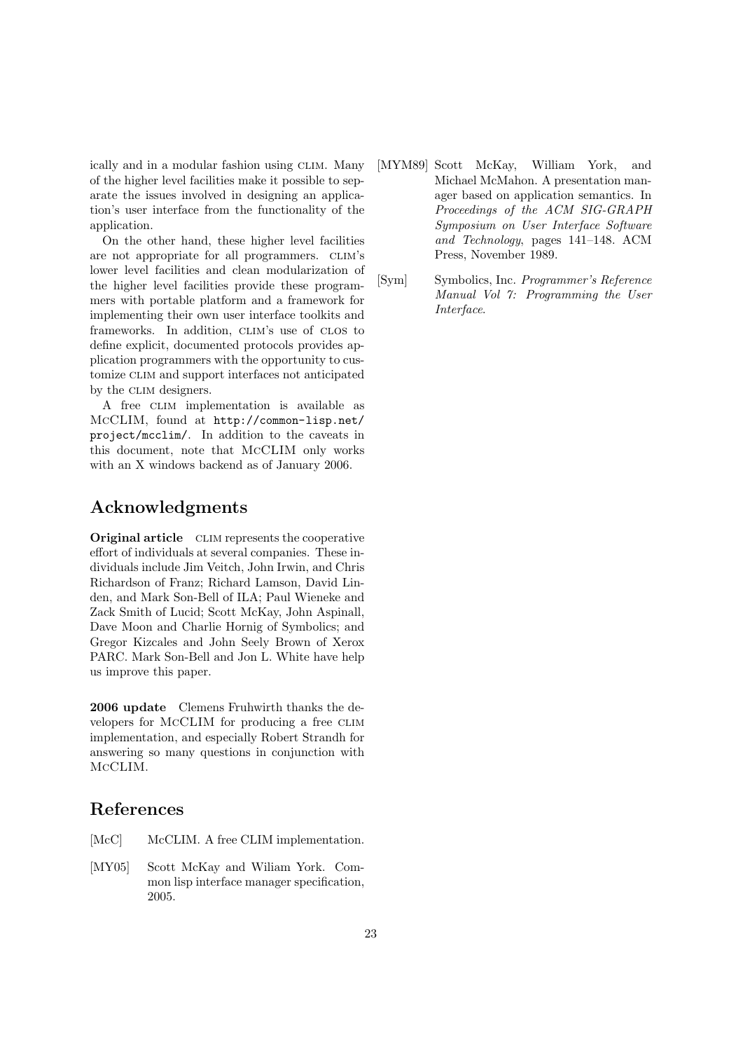ically and in a modular fashion using CLIM. Many of the higher level facilities make it possible to separate the issues involved in designing an application's user interface from the functionality of the application.

On the other hand, these higher level facilities are not appropriate for all programmers. CLIM's lower level facilities and clean modularization of the higher level facilities provide these programmers with portable platform and a framework for implementing their own user interface toolkits and frameworks. In addition, CLIM's use of CLOS to define explicit, documented protocols provides application programmers with the opportunity to customize CLIM and support interfaces not anticipated by the CLIM designers.

A free CLIM implementation is available as McCLIM, found at `http://common-lisp.net/project/mcclim/`. In addition to the caveats in this document, note that McCLIM only works with an X windows backend as of January 2006.

## Acknowledgments

**Original article** CLIM represents the cooperative effort of individuals at several companies. These individuals include Jim Veitch, John Irwin, and Chris Richardson of Franz; Richard Lamson, David Linden, and Mark Son-Bell of ILA; Paul Wieneke and Zack Smith of Lucid; Scott McKay, John Aspinall, Dave Moon and Charlie Hornig of Symbolics; and Gregor Kizcales and John Seely Brown of Xerox PARC. Mark Son-Bell and Jon L. White have help us improve this paper.

**2006 update** Clemens Fruhwirth thanks the developers for McCLIM for producing a free CLIM implementation, and especially Robert Strandh for answering so many questions in conjunction with McCLIM.

## References

[McC] McCLIM. A free CLIM implementation.

[MY05] Scott McKay and Wiliam York. Common lisp interface manager specification, 2005.

[MYM89] Scott McKay, William York, and Michael McMahon. A presentation manager based on application semantics. In *Proceedings of the ACM SIG-GRAPH Symposium on User Interface Software and Technology*, pages 141–148. ACM Press, November 1989.

[Sym] Symbolics, Inc. *Programmer's Reference Manual Vol 7: Programming the User Interface*.